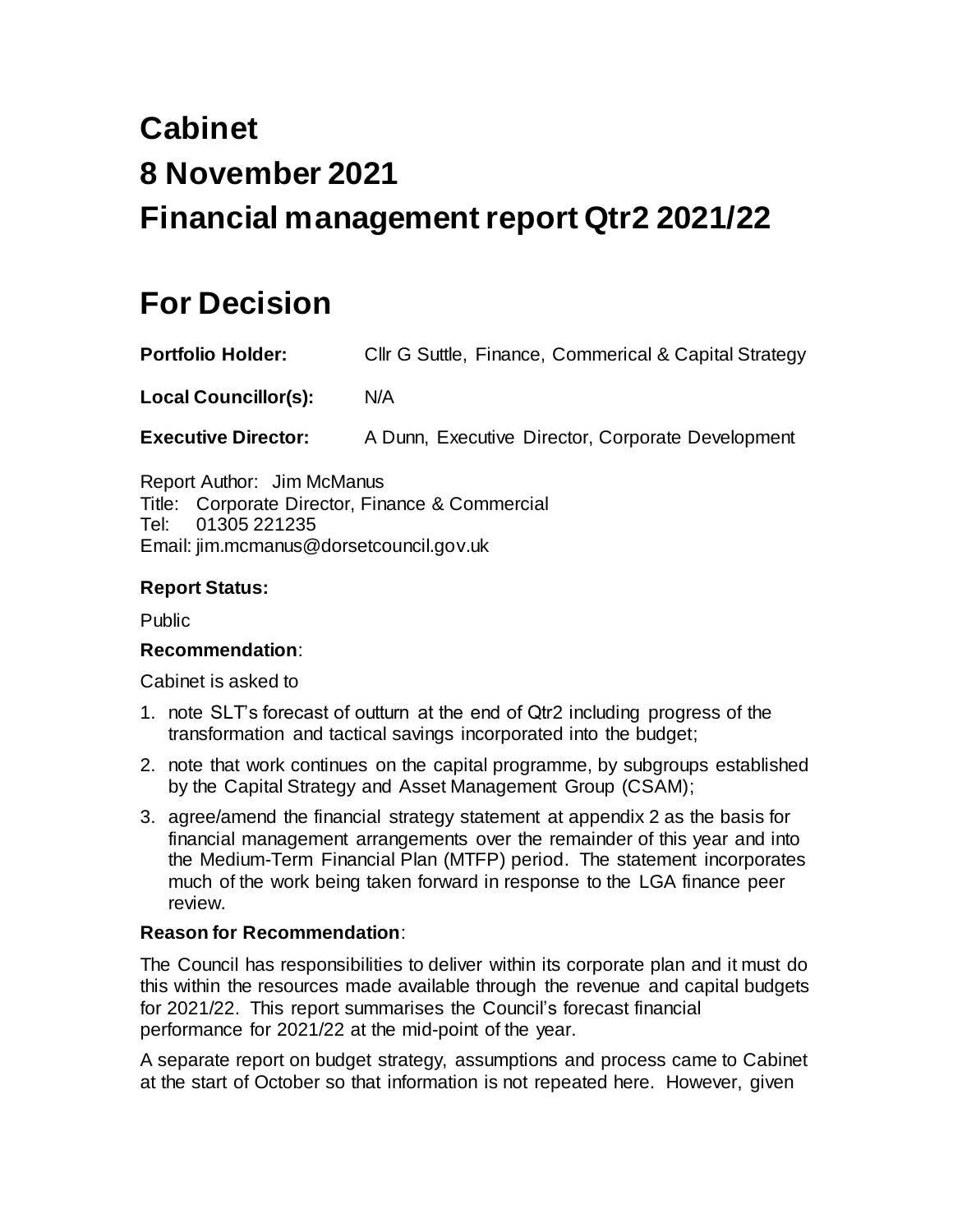# Cabinet

# 8 November 2021

# Financial management report Qtr2 2021/22

# For Decision

**Portfolio Holder:** Cllr G Suttle, Finance, Commerical & Capital Strategy

**Local Councillor(s):** N/A

**Executive Director:** A Dunn, Executive Director, Corporate Development

Report Author: Jim McManus
Title: Corporate Director, Finance & Commercial
Tel: 01305 221235
Email: jim.mcmanus@dorsetcouncil.gov.uk

**Report Status:**

Public

**Recommendation**:

Cabinet is asked to

1. note SLT's forecast of outturn at the end of Qtr2 including progress of the transformation and tactical savings incorporated into the budget;
2. note that work continues on the capital programme, by subgroups established by the Capital Strategy and Asset Management Group (CSAM);
3. agree/amend the financial strategy statement at appendix 2 as the basis for financial management arrangements over the remainder of this year and into the Medium-Term Financial Plan (MTFP) period. The statement incorporates much of the work being taken forward in response to the LGA finance peer review.

**Reason for Recommendation**:

The Council has responsibilities to deliver within its corporate plan and it must do this within the resources made available through the revenue and capital budgets for 2021/22. This report summarises the Council's forecast financial performance for 2021/22 at the mid-point of the year.

A separate report on budget strategy, assumptions and process came to Cabinet at the start of October so that information is not repeated here. However, given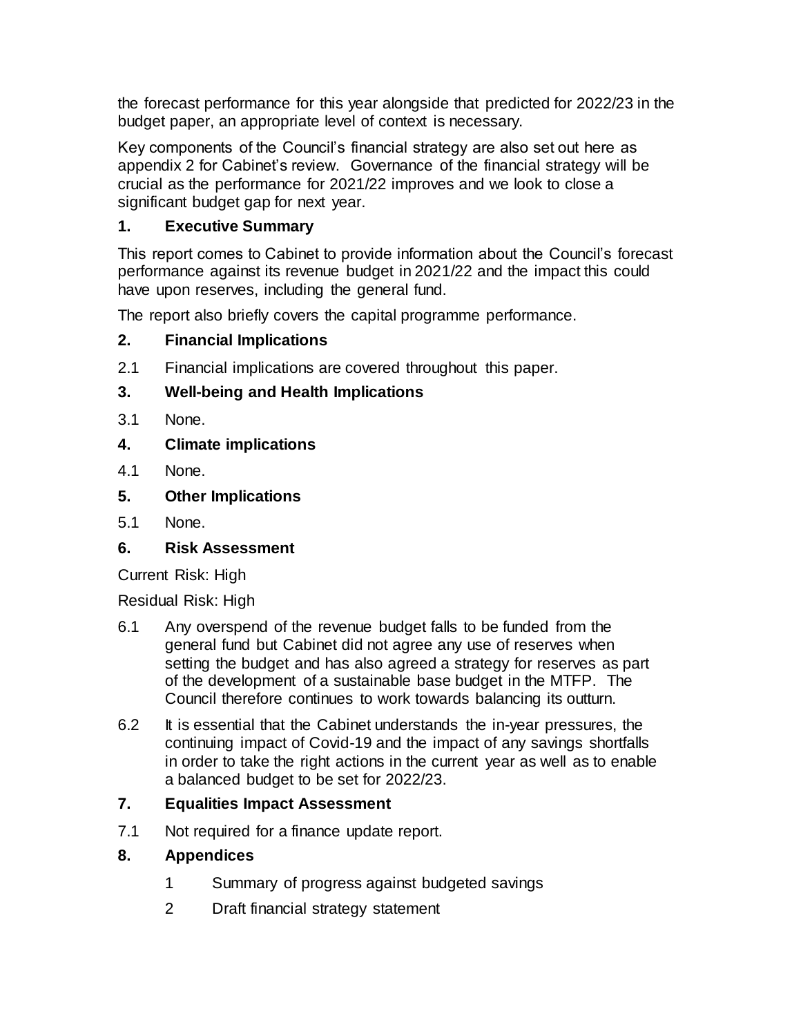the forecast performance for this year alongside that predicted for 2022/23 in the budget paper, an appropriate level of context is necessary.

Key components of the Council's financial strategy are also set out here as appendix 2 for Cabinet's review. Governance of the financial strategy will be crucial as the performance for 2021/22 improves and we look to close a significant budget gap for next year.

## 1. Executive Summary

This report comes to Cabinet to provide information about the Council's forecast performance against its revenue budget in 2021/22 and the impact this could have upon reserves, including the general fund.

The report also briefly covers the capital programme performance.

## 2. Financial Implications

2.1 Financial implications are covered throughout this paper.

## 3. Well-being and Health Implications

3.1 None.

## 4. Climate implications

4.1 None.

## 5. Other Implications

5.1 None.

## 6. Risk Assessment

Current Risk: High

Residual Risk: High

6.1 Any overspend of the revenue budget falls to be funded from the general fund but Cabinet did not agree any use of reserves when setting the budget and has also agreed a strategy for reserves as part of the development of a sustainable base budget in the MTFP. The Council therefore continues to work towards balancing its outturn.

6.2 It is essential that the Cabinet understands the in-year pressures, the continuing impact of Covid-19 and the impact of any savings shortfalls in order to take the right actions in the current year as well as to enable a balanced budget to be set for 2022/23.

## 7. Equalities Impact Assessment

7.1 Not required for a finance update report.

## 8. Appendices

1. Summary of progress against budgeted savings
2. Draft financial strategy statement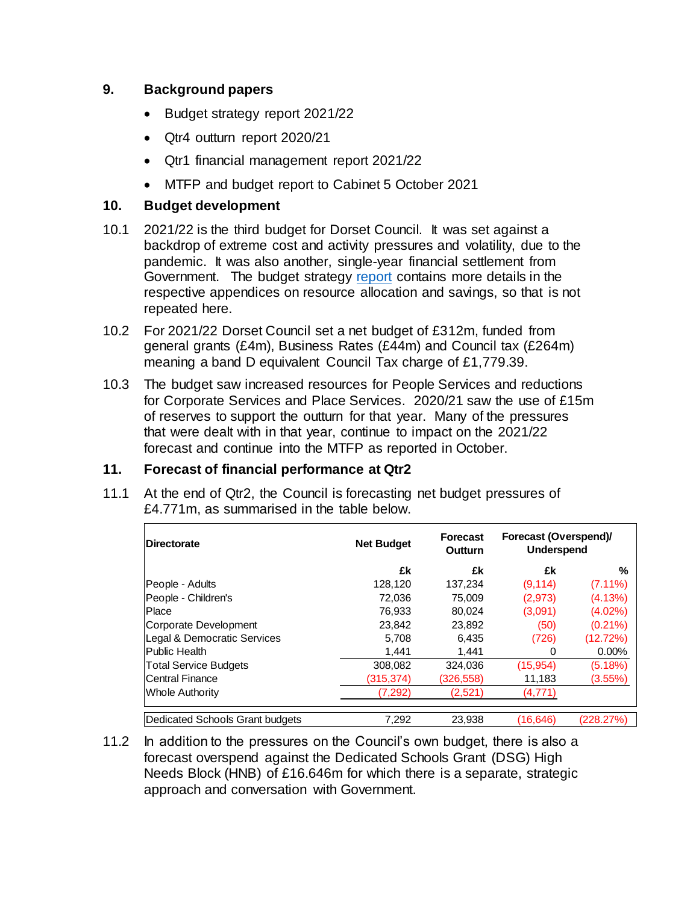## 9. Background papers

- Budget strategy report 2021/22
- Qtr4 outturn report 2020/21
- Qtr1 financial management report 2021/22
- MTFP and budget report to Cabinet 5 October 2021

## 10. Budget development

10.1 2021/22 is the third budget for Dorset Council. It was set against a backdrop of extreme cost and activity pressures and volatility, due to the pandemic. It was also another, single-year financial settlement from Government. The budget strategy report contains more details in the respective appendices on resource allocation and savings, so that is not repeated here.

10.2 For 2021/22 Dorset Council set a net budget of £312m, funded from general grants (£4m), Business Rates (£44m) and Council tax (£264m) meaning a band D equivalent Council Tax charge of £1,779.39.

10.3 The budget saw increased resources for People Services and reductions for Corporate Services and Place Services. 2020/21 saw the use of £15m of reserves to support the outturn for that year. Many of the pressures that were dealt with in that year, continue to impact on the 2021/22 forecast and continue into the MTFP as reported in October.

## 11. Forecast of financial performance at Qtr2

11.1 At the end of Qtr2, the Council is forecasting net budget pressures of £4.771m, as summarised in the table below.

| Directorate | Net Budget | Forecast Outturn | Forecast (Overspend)/ Underspend | |
|---|---|---|---|---|
| | £k | £k | £k | % |
| People - Adults | 128,120 | 137,234 | (9,114) | (7.11%) |
| People - Children's | 72,036 | 75,009 | (2,973) | (4.13%) |
| Place | 76,933 | 80,024 | (3,091) | (4.02%) |
| Corporate Development | 23,842 | 23,892 | (50) | (0.21%) |
| Legal & Democratic Services | 5,708 | 6,435 | (726) | (12.72%) |
| Public Health | 1,441 | 1,441 | 0 | 0.00% |
| Total Service Budgets | 308,082 | 324,036 | (15,954) | (5.18%) |
| Central Finance | (315,374) | (326,558) | 11,183 | (3.55%) |
| Whole Authority | (7,292) | (2,521) | (4,771) | |
| | | | | |
| Dedicated Schools Grant budgets | 7,292 | 23,938 | (16,646) | (228.27%) |

11.2 In addition to the pressures on the Council's own budget, there is also a forecast overspend against the Dedicated Schools Grant (DSG) High Needs Block (HNB) of £16.646m for which there is a separate, strategic approach and conversation with Government.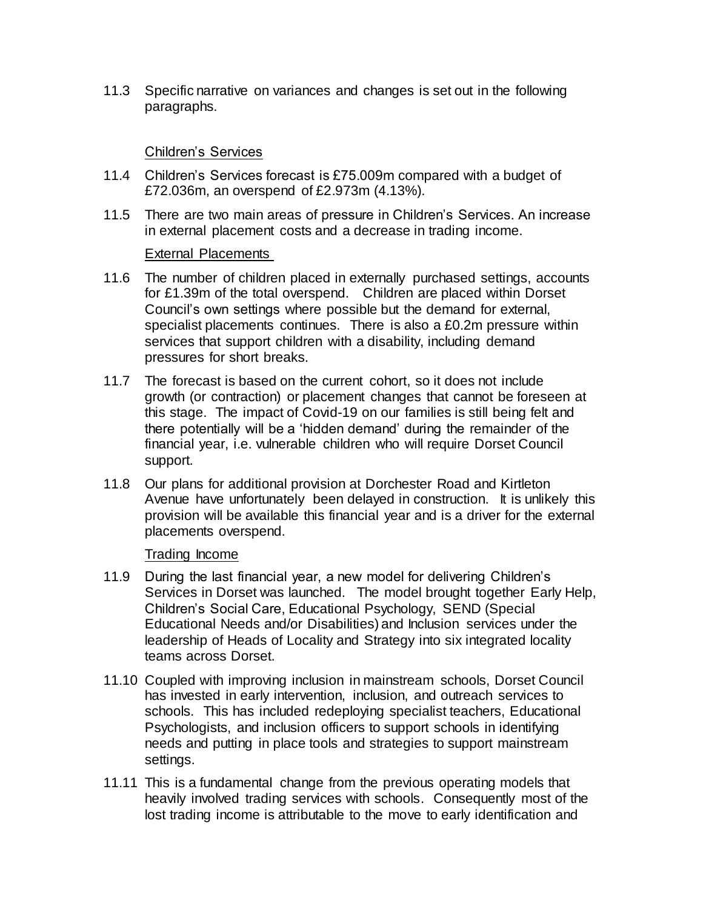11.3 Specific narrative on variances and changes is set out in the following paragraphs.

## Children's Services

11.4 Children's Services forecast is £75.009m compared with a budget of £72.036m, an overspend of £2.973m (4.13%).

11.5 There are two main areas of pressure in Children's Services. An increase in external placement costs and a decrease in trading income.

### External Placements

11.6 The number of children placed in externally purchased settings, accounts for £1.39m of the total overspend. Children are placed within Dorset Council's own settings where possible but the demand for external, specialist placements continues. There is also a £0.2m pressure within services that support children with a disability, including demand pressures for short breaks.

11.7 The forecast is based on the current cohort, so it does not include growth (or contraction) or placement changes that cannot be foreseen at this stage. The impact of Covid-19 on our families is still being felt and there potentially will be a 'hidden demand' during the remainder of the financial year, i.e. vulnerable children who will require Dorset Council support.

11.8 Our plans for additional provision at Dorchester Road and Kirtleton Avenue have unfortunately been delayed in construction. It is unlikely this provision will be available this financial year and is a driver for the external placements overspend.

### Trading Income

11.9 During the last financial year, a new model for delivering Children's Services in Dorset was launched. The model brought together Early Help, Children's Social Care, Educational Psychology, SEND (Special Educational Needs and/or Disabilities) and Inclusion services under the leadership of Heads of Locality and Strategy into six integrated locality teams across Dorset.

11.10 Coupled with improving inclusion in mainstream schools, Dorset Council has invested in early intervention, inclusion, and outreach services to schools. This has included redeploying specialist teachers, Educational Psychologists, and inclusion officers to support schools in identifying needs and putting in place tools and strategies to support mainstream settings.

11.11 This is a fundamental change from the previous operating models that heavily involved trading services with schools. Consequently most of the lost trading income is attributable to the move to early identification and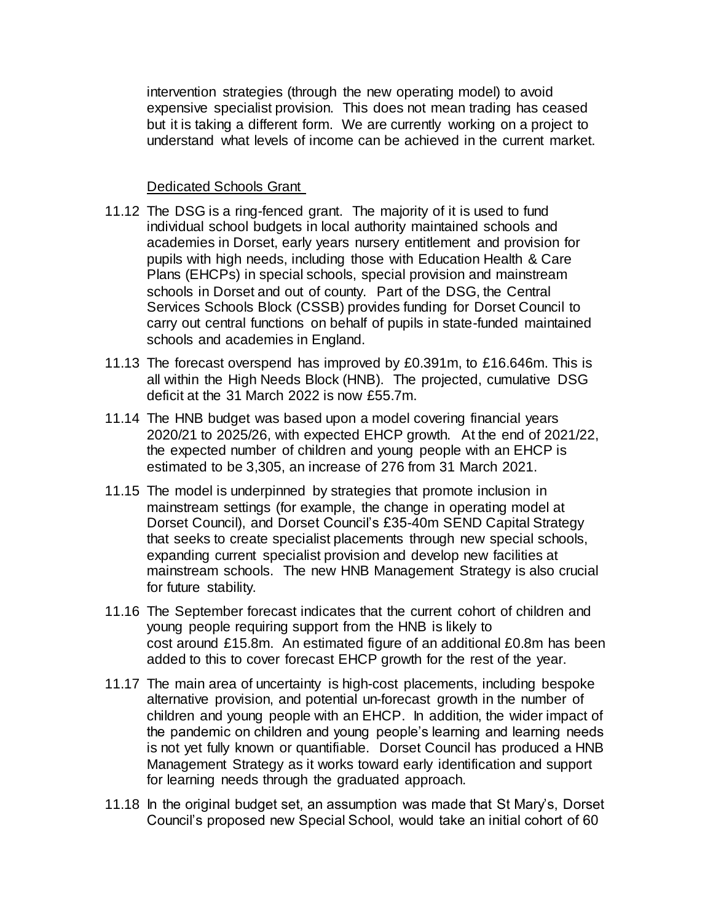intervention strategies (through the new operating model) to avoid expensive specialist provision. This does not mean trading has ceased but it is taking a different form. We are currently working on a project to understand what levels of income can be achieved in the current market.

Dedicated Schools Grant

11.12 The DSG is a ring-fenced grant. The majority of it is used to fund individual school budgets in local authority maintained schools and academies in Dorset, early years nursery entitlement and provision for pupils with high needs, including those with Education Health & Care Plans (EHCPs) in special schools, special provision and mainstream schools in Dorset and out of county. Part of the DSG, the Central Services Schools Block (CSSB) provides funding for Dorset Council to carry out central functions on behalf of pupils in state-funded maintained schools and academies in England.

11.13 The forecast overspend has improved by £0.391m, to £16.646m. This is all within the High Needs Block (HNB). The projected, cumulative DSG deficit at the 31 March 2022 is now £55.7m.

11.14 The HNB budget was based upon a model covering financial years 2020/21 to 2025/26, with expected EHCP growth. At the end of 2021/22, the expected number of children and young people with an EHCP is estimated to be 3,305, an increase of 276 from 31 March 2021.

11.15 The model is underpinned by strategies that promote inclusion in mainstream settings (for example, the change in operating model at Dorset Council), and Dorset Council's £35-40m SEND Capital Strategy that seeks to create specialist placements through new special schools, expanding current specialist provision and develop new facilities at mainstream schools. The new HNB Management Strategy is also crucial for future stability.

11.16 The September forecast indicates that the current cohort of children and young people requiring support from the HNB is likely to cost around £15.8m. An estimated figure of an additional £0.8m has been added to this to cover forecast EHCP growth for the rest of the year.

11.17 The main area of uncertainty is high-cost placements, including bespoke alternative provision, and potential un-forecast growth in the number of children and young people with an EHCP. In addition, the wider impact of the pandemic on children and young people's learning and learning needs is not yet fully known or quantifiable. Dorset Council has produced a HNB Management Strategy as it works toward early identification and support for learning needs through the graduated approach.

11.18 In the original budget set, an assumption was made that St Mary's, Dorset Council's proposed new Special School, would take an initial cohort of 60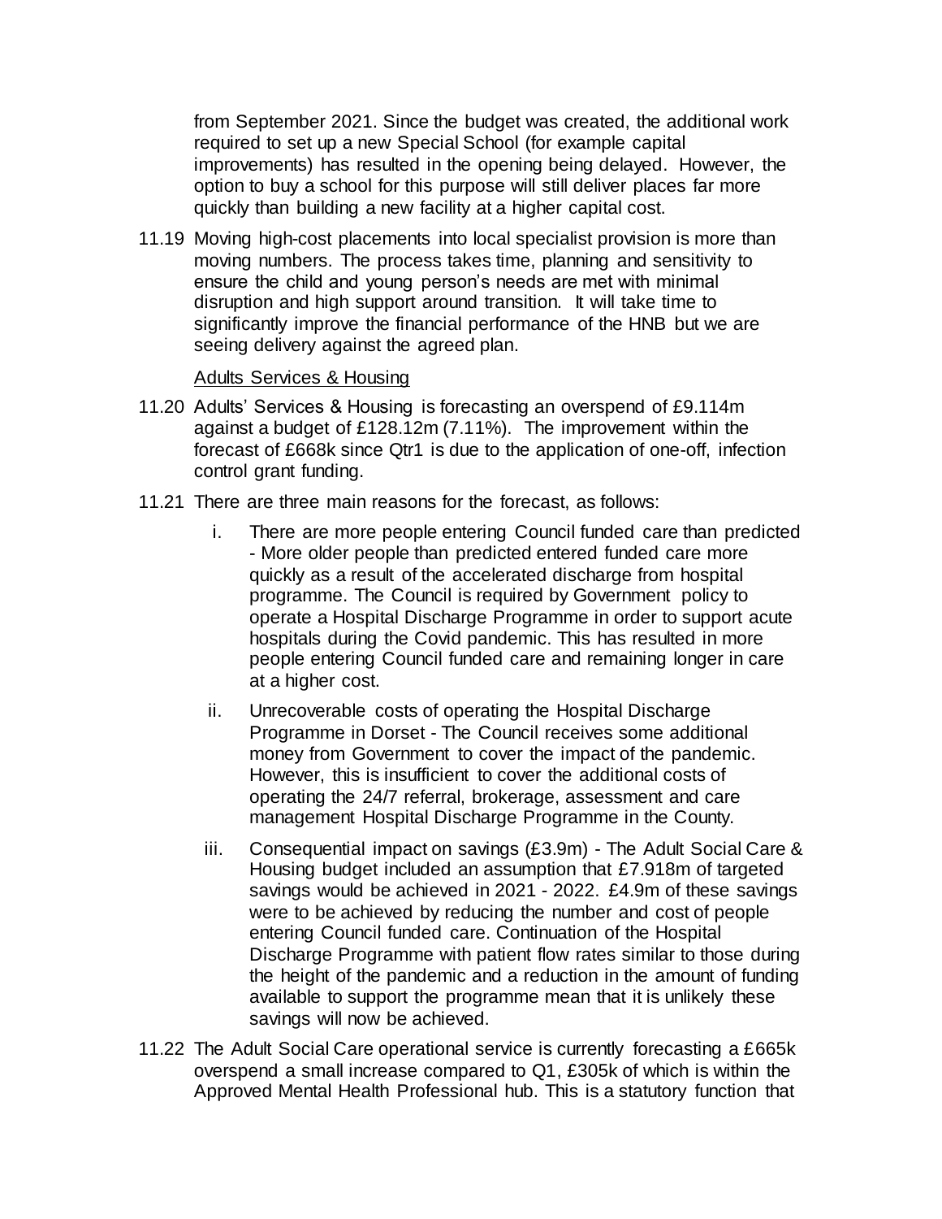from September 2021. Since the budget was created, the additional work required to set up a new Special School (for example capital improvements) has resulted in the opening being delayed. However, the option to buy a school for this purpose will still deliver places far more quickly than building a new facility at a higher capital cost.

11.19 Moving high-cost placements into local specialist provision is more than moving numbers. The process takes time, planning and sensitivity to ensure the child and young person's needs are met with minimal disruption and high support around transition. It will take time to significantly improve the financial performance of the HNB but we are seeing delivery against the agreed plan.

<u>Adults Services & Housing</u>

11.20 Adults' Services & Housing is forecasting an overspend of £9.114m against a budget of £128.12m (7.11%). The improvement within the forecast of £668k since Qtr1 is due to the application of one-off, infection control grant funding.

11.21 There are three main reasons for the forecast, as follows:

i. There are more people entering Council funded care than predicted - More older people than predicted entered funded care more quickly as a result of the accelerated discharge from hospital programme. The Council is required by Government policy to operate a Hospital Discharge Programme in order to support acute hospitals during the Covid pandemic. This has resulted in more people entering Council funded care and remaining longer in care at a higher cost.

ii. Unrecoverable costs of operating the Hospital Discharge Programme in Dorset - The Council receives some additional money from Government to cover the impact of the pandemic. However, this is insufficient to cover the additional costs of operating the 24/7 referral, brokerage, assessment and care management Hospital Discharge Programme in the County.

iii. Consequential impact on savings (£3.9m) - The Adult Social Care & Housing budget included an assumption that £7.918m of targeted savings would be achieved in 2021 - 2022. £4.9m of these savings were to be achieved by reducing the number and cost of people entering Council funded care. Continuation of the Hospital Discharge Programme with patient flow rates similar to those during the height of the pandemic and a reduction in the amount of funding available to support the programme mean that it is unlikely these savings will now be achieved.

11.22 The Adult Social Care operational service is currently forecasting a £665k overspend a small increase compared to Q1, £305k of which is within the Approved Mental Health Professional hub. This is a statutory function that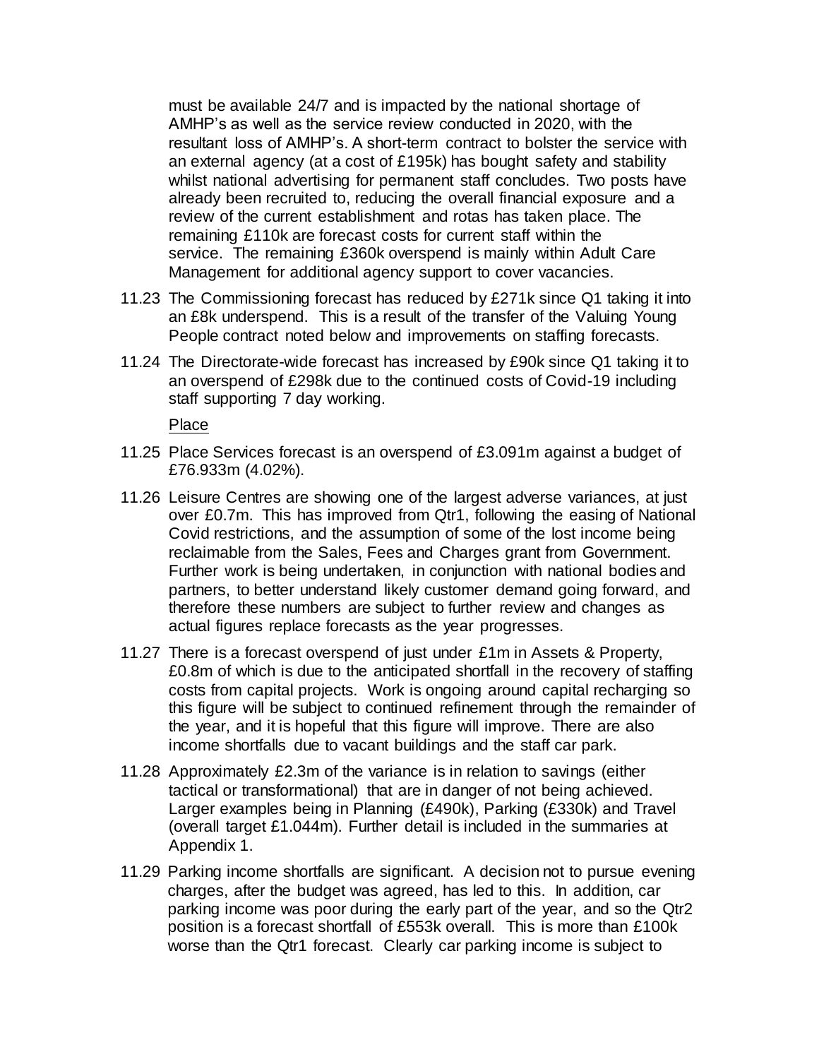must be available 24/7 and is impacted by the national shortage of AMHP's as well as the service review conducted in 2020, with the resultant loss of AMHP's. A short-term contract to bolster the service with an external agency (at a cost of £195k) has bought safety and stability whilst national advertising for permanent staff concludes. Two posts have already been recruited to, reducing the overall financial exposure and a review of the current establishment and rotas has taken place. The remaining £110k are forecast costs for current staff within the service. The remaining £360k overspend is mainly within Adult Care Management for additional agency support to cover vacancies.

11.23 The Commissioning forecast has reduced by £271k since Q1 taking it into an £8k underspend. This is a result of the transfer of the Valuing Young People contract noted below and improvements on staffing forecasts.

11.24 The Directorate-wide forecast has increased by £90k since Q1 taking it to an overspend of £298k due to the continued costs of Covid-19 including staff supporting 7 day working.

Place

11.25 Place Services forecast is an overspend of £3.091m against a budget of £76.933m (4.02%).

11.26 Leisure Centres are showing one of the largest adverse variances, at just over £0.7m. This has improved from Qtr1, following the easing of National Covid restrictions, and the assumption of some of the lost income being reclaimable from the Sales, Fees and Charges grant from Government. Further work is being undertaken, in conjunction with national bodies and partners, to better understand likely customer demand going forward, and therefore these numbers are subject to further review and changes as actual figures replace forecasts as the year progresses.

11.27 There is a forecast overspend of just under £1m in Assets & Property, £0.8m of which is due to the anticipated shortfall in the recovery of staffing costs from capital projects. Work is ongoing around capital recharging so this figure will be subject to continued refinement through the remainder of the year, and it is hopeful that this figure will improve. There are also income shortfalls due to vacant buildings and the staff car park.

11.28 Approximately £2.3m of the variance is in relation to savings (either tactical or transformational) that are in danger of not being achieved. Larger examples being in Planning (£490k), Parking (£330k) and Travel (overall target £1.044m). Further detail is included in the summaries at Appendix 1.

11.29 Parking income shortfalls are significant. A decision not to pursue evening charges, after the budget was agreed, has led to this. In addition, car parking income was poor during the early part of the year, and so the Qtr2 position is a forecast shortfall of £553k overall. This is more than £100k worse than the Qtr1 forecast. Clearly car parking income is subject to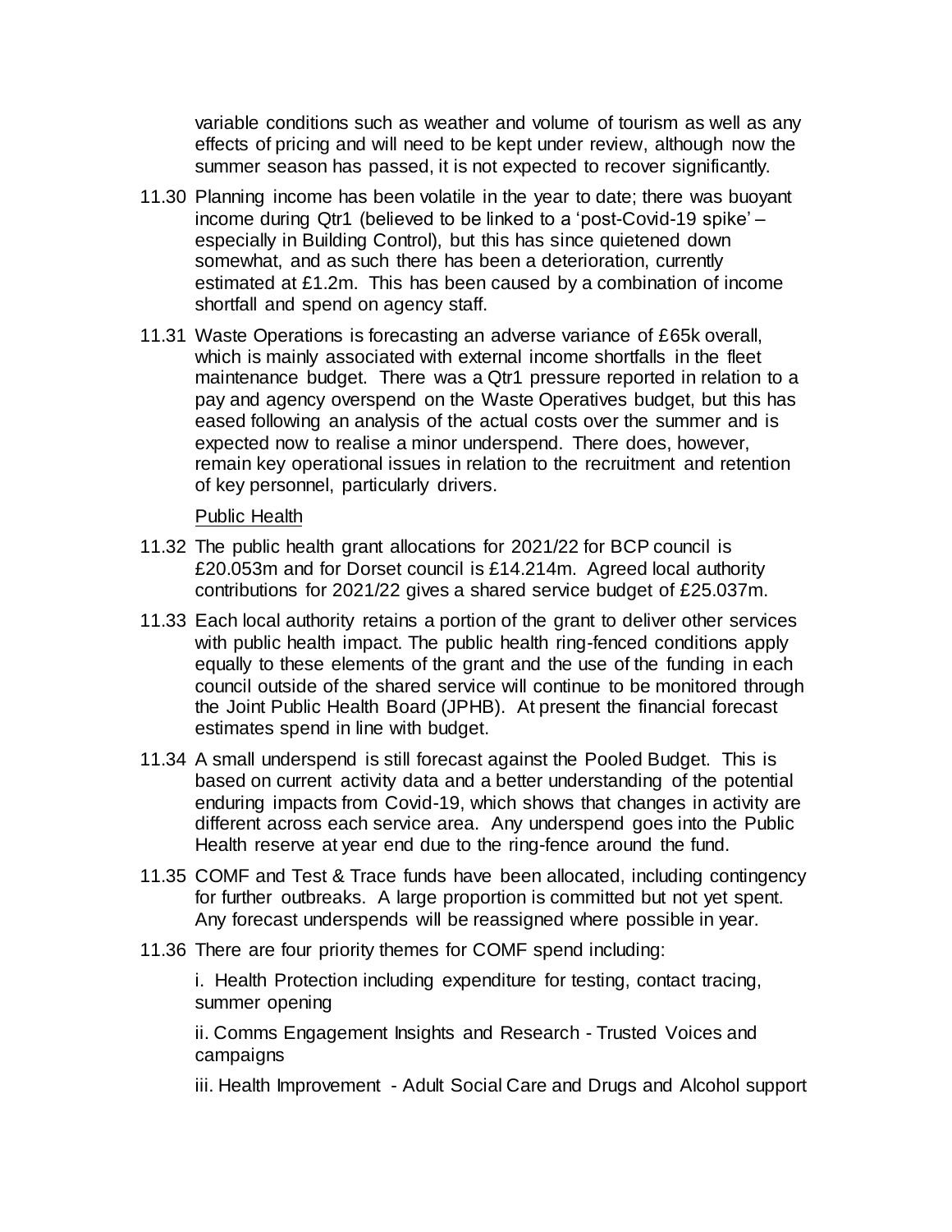variable conditions such as weather and volume of tourism as well as any effects of pricing and will need to be kept under review, although now the summer season has passed, it is not expected to recover significantly.

11.30 Planning income has been volatile in the year to date; there was buoyant income during Qtr1 (believed to be linked to a 'post-Covid-19 spike' – especially in Building Control), but this has since quietened down somewhat, and as such there has been a deterioration, currently estimated at £1.2m. This has been caused by a combination of income shortfall and spend on agency staff.

11.31 Waste Operations is forecasting an adverse variance of £65k overall, which is mainly associated with external income shortfalls in the fleet maintenance budget. There was a Qtr1 pressure reported in relation to a pay and agency overspend on the Waste Operatives budget, but this has eased following an analysis of the actual costs over the summer and is expected now to realise a minor underspend. There does, however, remain key operational issues in relation to the recruitment and retention of key personnel, particularly drivers.

Public Health

11.32 The public health grant allocations for 2021/22 for BCP council is £20.053m and for Dorset council is £14.214m. Agreed local authority contributions for 2021/22 gives a shared service budget of £25.037m.

11.33 Each local authority retains a portion of the grant to deliver other services with public health impact. The public health ring-fenced conditions apply equally to these elements of the grant and the use of the funding in each council outside of the shared service will continue to be monitored through the Joint Public Health Board (JPHB). At present the financial forecast estimates spend in line with budget.

11.34 A small underspend is still forecast against the Pooled Budget. This is based on current activity data and a better understanding of the potential enduring impacts from Covid-19, which shows that changes in activity are different across each service area. Any underspend goes into the Public Health reserve at year end due to the ring-fence around the fund.

11.35 COMF and Test & Trace funds have been allocated, including contingency for further outbreaks. A large proportion is committed but not yet spent. Any forecast underspends will be reassigned where possible in year.

11.36 There are four priority themes for COMF spend including:

i. Health Protection including expenditure for testing, contact tracing, summer opening

ii. Comms Engagement Insights and Research - Trusted Voices and campaigns

iii. Health Improvement - Adult Social Care and Drugs and Alcohol support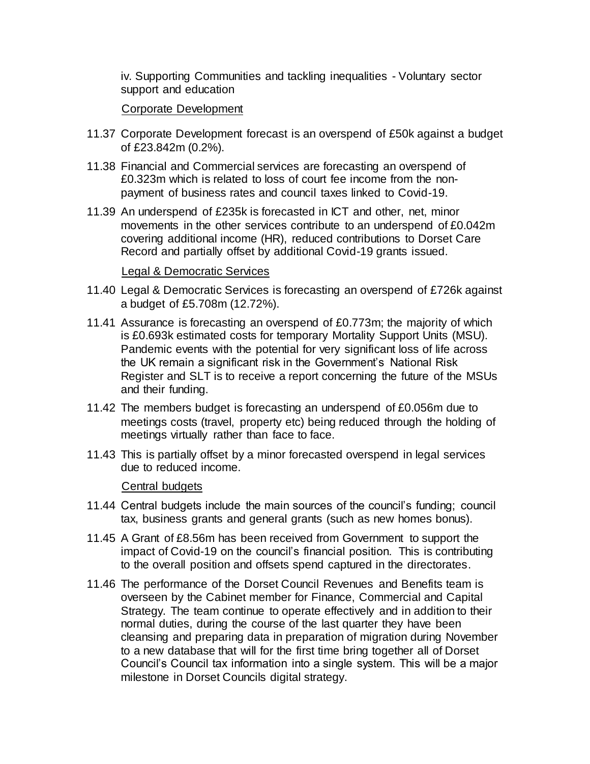iv. Supporting Communities and tackling inequalities - Voluntary sector support and education

Corporate Development

11.37 Corporate Development forecast is an overspend of £50k against a budget of £23.842m (0.2%).

11.38 Financial and Commercial services are forecasting an overspend of £0.323m which is related to loss of court fee income from the non-payment of business rates and council taxes linked to Covid-19.

11.39 An underspend of £235k is forecasted in ICT and other, net, minor movements in the other services contribute to an underspend of £0.042m covering additional income (HR), reduced contributions to Dorset Care Record and partially offset by additional Covid-19 grants issued.

Legal & Democratic Services

11.40 Legal & Democratic Services is forecasting an overspend of £726k against a budget of £5.708m (12.72%).

11.41 Assurance is forecasting an overspend of £0.773m; the majority of which is £0.693k estimated costs for temporary Mortality Support Units (MSU). Pandemic events with the potential for very significant loss of life across the UK remain a significant risk in the Government's National Risk Register and SLT is to receive a report concerning the future of the MSUs and their funding.

11.42 The members budget is forecasting an underspend of £0.056m due to meetings costs (travel, property etc) being reduced through the holding of meetings virtually rather than face to face.

11.43 This is partially offset by a minor forecasted overspend in legal services due to reduced income.

Central budgets

11.44 Central budgets include the main sources of the council's funding; council tax, business grants and general grants (such as new homes bonus).

11.45 A Grant of £8.56m has been received from Government to support the impact of Covid-19 on the council's financial position. This is contributing to the overall position and offsets spend captured in the directorates.

11.46 The performance of the Dorset Council Revenues and Benefits team is overseen by the Cabinet member for Finance, Commercial and Capital Strategy. The team continue to operate effectively and in addition to their normal duties, during the course of the last quarter they have been cleansing and preparing data in preparation of migration during November to a new database that will for the first time bring together all of Dorset Council's Council tax information into a single system. This will be a major milestone in Dorset Councils digital strategy.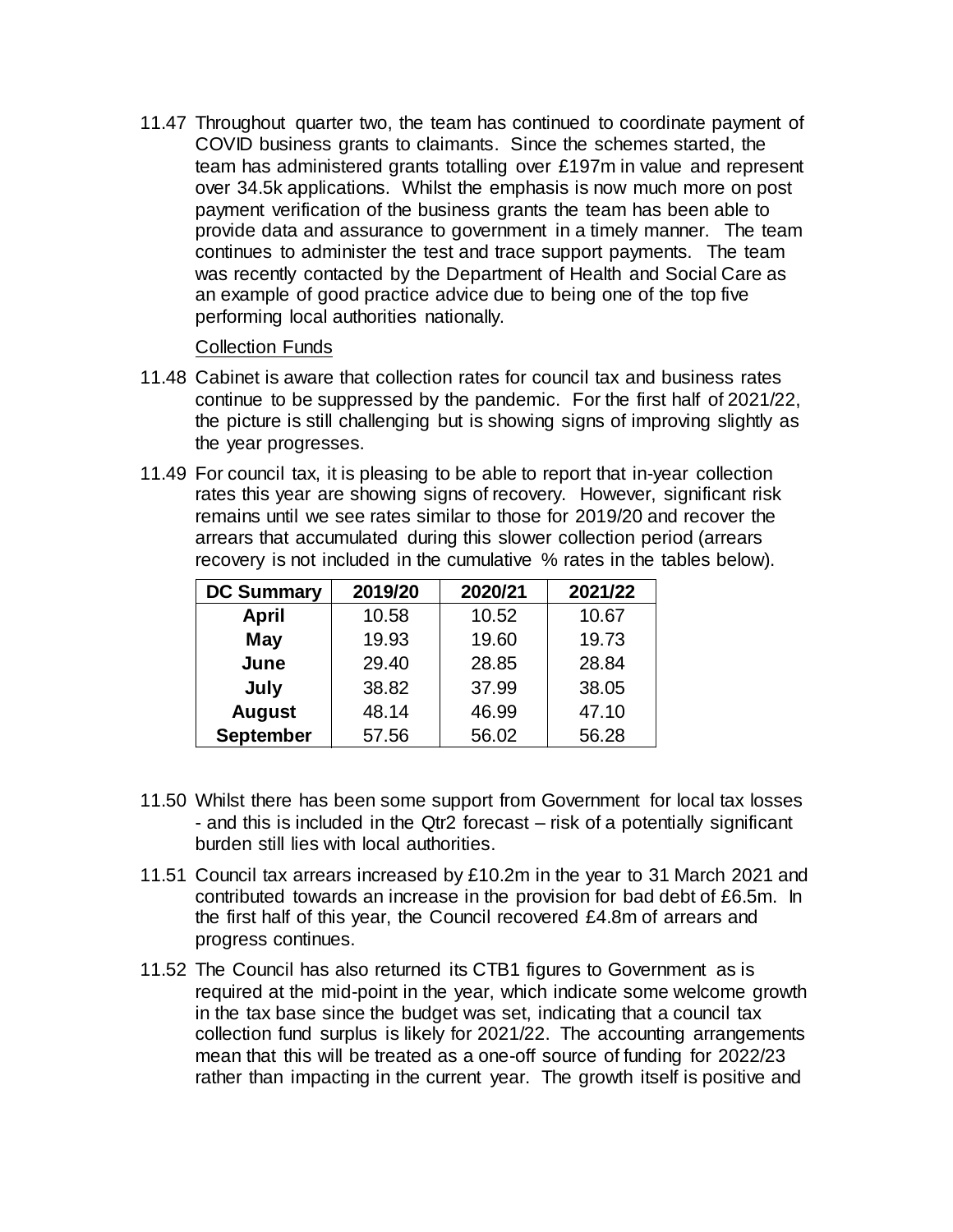11.47 Throughout quarter two, the team has continued to coordinate payment of COVID business grants to claimants. Since the schemes started, the team has administered grants totalling over £197m in value and represent over 34.5k applications. Whilst the emphasis is now much more on post payment verification of the business grants the team has been able to provide data and assurance to government in a timely manner. The team continues to administer the test and trace support payments. The team was recently contacted by the Department of Health and Social Care as an example of good practice advice due to being one of the top five performing local authorities nationally.

Collection Funds

11.48 Cabinet is aware that collection rates for council tax and business rates continue to be suppressed by the pandemic. For the first half of 2021/22, the picture is still challenging but is showing signs of improving slightly as the year progresses.

11.49 For council tax, it is pleasing to be able to report that in-year collection rates this year are showing signs of recovery. However, significant risk remains until we see rates similar to those for 2019/20 and recover the arrears that accumulated during this slower collection period (arrears recovery is not included in the cumulative % rates in the tables below).

| DC Summary | 2019/20 | 2020/21 | 2021/22 |
|---|---|---|---|
| **April** | 10.58 | 10.52 | 10.67 |
| **May** | 19.93 | 19.60 | 19.73 |
| **June** | 29.40 | 28.85 | 28.84 |
| **July** | 38.82 | 37.99 | 38.05 |
| **August** | 48.14 | 46.99 | 47.10 |
| **September** | 57.56 | 56.02 | 56.28 |

11.50 Whilst there has been some support from Government for local tax losses - and this is included in the Qtr2 forecast – risk of a potentially significant burden still lies with local authorities.

11.51 Council tax arrears increased by £10.2m in the year to 31 March 2021 and contributed towards an increase in the provision for bad debt of £6.5m. In the first half of this year, the Council recovered £4.8m of arrears and progress continues.

11.52 The Council has also returned its CTB1 figures to Government as is required at the mid-point in the year, which indicate some welcome growth in the tax base since the budget was set, indicating that a council tax collection fund surplus is likely for 2021/22. The accounting arrangements mean that this will be treated as a one-off source of funding for 2022/23 rather than impacting in the current year. The growth itself is positive and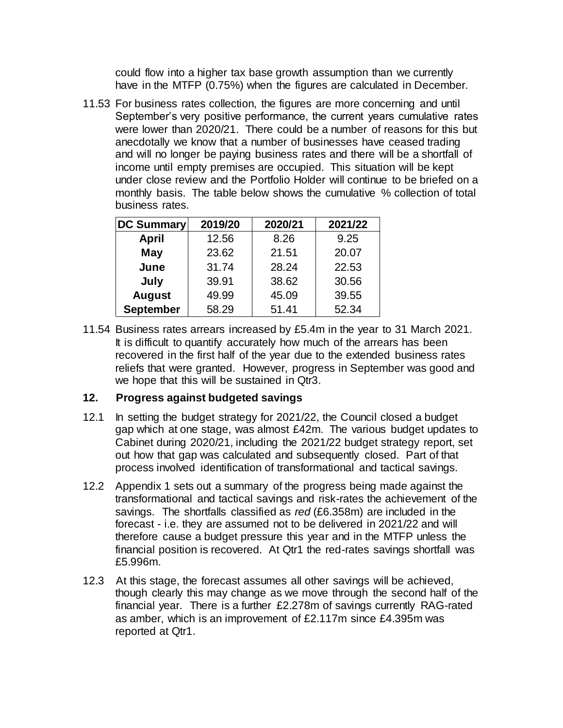could flow into a higher tax base growth assumption than we currently have in the MTFP (0.75%) when the figures are calculated in December.

11.53 For business rates collection, the figures are more concerning and until September's very positive performance, the current years cumulative rates were lower than 2020/21. There could be a number of reasons for this but anecdotally we know that a number of businesses have ceased trading and will no longer be paying business rates and there will be a shortfall of income until empty premises are occupied. This situation will be kept under close review and the Portfolio Holder will continue to be briefed on a monthly basis. The table below shows the cumulative % collection of total business rates.

| DC Summary | 2019/20 | 2020/21 | 2021/22 |
|---|---|---|---|
| **April** | 12.56 | 8.26 | 9.25 |
| **May** | 23.62 | 21.51 | 20.07 |
| **June** | 31.74 | 28.24 | 22.53 |
| **July** | 39.91 | 38.62 | 30.56 |
| **August** | 49.99 | 45.09 | 39.55 |
| **September** | 58.29 | 51.41 | 52.34 |

11.54 Business rates arrears increased by £5.4m in the year to 31 March 2021. It is difficult to quantify accurately how much of the arrears has been recovered in the first half of the year due to the extended business rates reliefs that were granted. However, progress in September was good and we hope that this will be sustained in Qtr3.

## 12. Progress against budgeted savings

12.1 In setting the budget strategy for 2021/22, the Council closed a budget gap which at one stage, was almost £42m. The various budget updates to Cabinet during 2020/21, including the 2021/22 budget strategy report, set out how that gap was calculated and subsequently closed. Part of that process involved identification of transformational and tactical savings.

12.2 Appendix 1 sets out a summary of the progress being made against the transformational and tactical savings and risk-rates the achievement of the savings. The shortfalls classified as *red* (£6.358m) are included in the forecast - i.e. they are assumed not to be delivered in 2021/22 and will therefore cause a budget pressure this year and in the MTFP unless the financial position is recovered. At Qtr1 the red-rates savings shortfall was £5.996m.

12.3 At this stage, the forecast assumes all other savings will be achieved, though clearly this may change as we move through the second half of the financial year. There is a further £2.278m of savings currently RAG-rated as amber, which is an improvement of £2.117m since £4.395m was reported at Qtr1.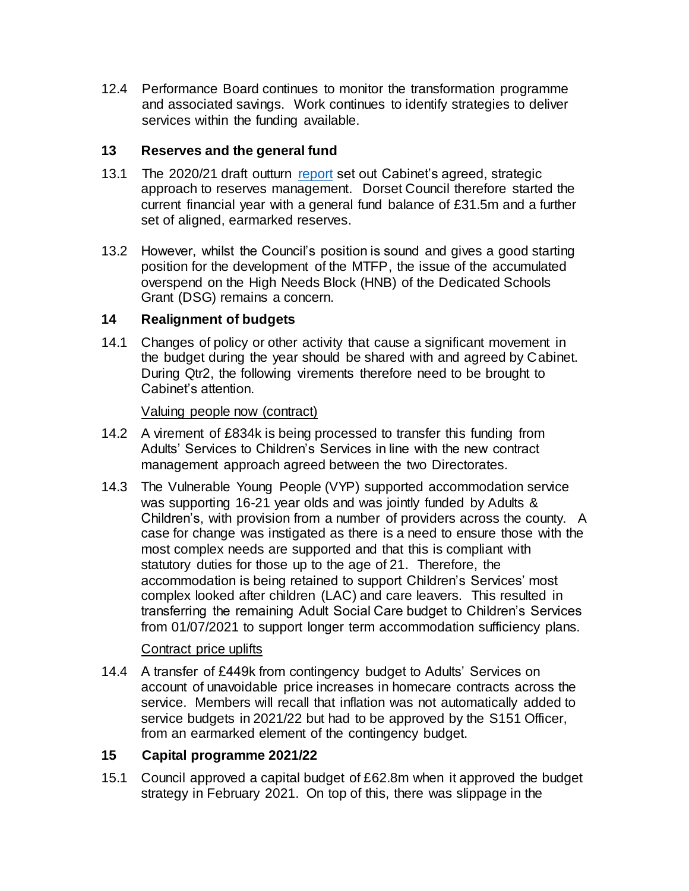12.4 Performance Board continues to monitor the transformation programme and associated savings. Work continues to identify strategies to deliver services within the funding available.

## 13 Reserves and the general fund

13.1 The 2020/21 draft outturn [report](report) set out Cabinet's agreed, strategic approach to reserves management. Dorset Council therefore started the current financial year with a general fund balance of £31.5m and a further set of aligned, earmarked reserves.

13.2 However, whilst the Council's position is sound and gives a good starting position for the development of the MTFP, the issue of the accumulated overspend on the High Needs Block (HNB) of the Dedicated Schools Grant (DSG) remains a concern.

## 14 Realignment of budgets

14.1 Changes of policy or other activity that cause a significant movement in the budget during the year should be shared with and agreed by Cabinet. During Qtr2, the following virements therefore need to be brought to Cabinet's attention.

Valuing people now (contract)

14.2 A virement of £834k is being processed to transfer this funding from Adults' Services to Children's Services in line with the new contract management approach agreed between the two Directorates.

14.3 The Vulnerable Young People (VYP) supported accommodation service was supporting 16-21 year olds and was jointly funded by Adults & Children's, with provision from a number of providers across the county. A case for change was instigated as there is a need to ensure those with the most complex needs are supported and that this is compliant with statutory duties for those up to the age of 21. Therefore, the accommodation is being retained to support Children's Services' most complex looked after children (LAC) and care leavers. This resulted in transferring the remaining Adult Social Care budget to Children's Services from 01/07/2021 to support longer term accommodation sufficiency plans.

Contract price uplifts

14.4 A transfer of £449k from contingency budget to Adults' Services on account of unavoidable price increases in homecare contracts across the service. Members will recall that inflation was not automatically added to service budgets in 2021/22 but had to be approved by the S151 Officer, from an earmarked element of the contingency budget.

## 15 Capital programme 2021/22

15.1 Council approved a capital budget of £62.8m when it approved the budget strategy in February 2021. On top of this, there was slippage in the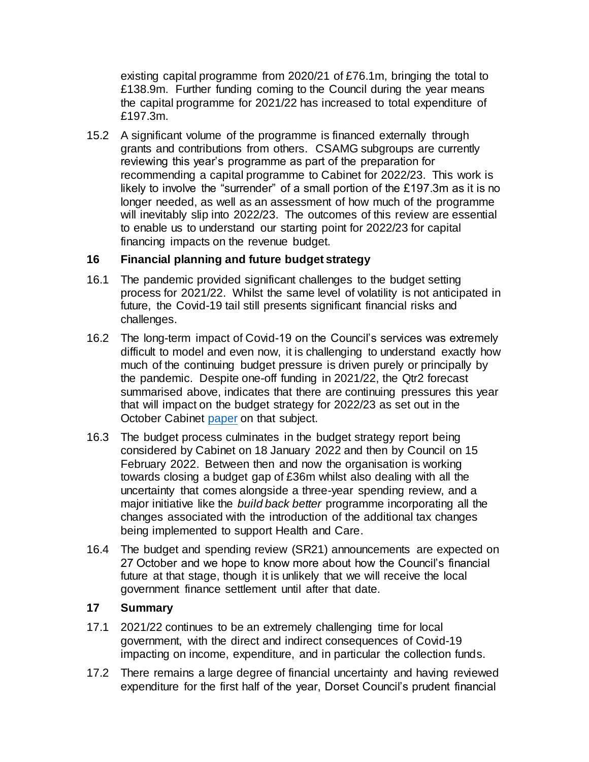existing capital programme from 2020/21 of £76.1m, bringing the total to £138.9m. Further funding coming to the Council during the year means the capital programme for 2021/22 has increased to total expenditure of £197.3m.

15.2 A significant volume of the programme is financed externally through grants and contributions from others. CSAMG subgroups are currently reviewing this year's programme as part of the preparation for recommending a capital programme to Cabinet for 2022/23. This work is likely to involve the "surrender" of a small portion of the £197.3m as it is no longer needed, as well as an assessment of how much of the programme will inevitably slip into 2022/23. The outcomes of this review are essential to enable us to understand our starting point for 2022/23 for capital financing impacts on the revenue budget.

## 16 Financial planning and future budget strategy

16.1 The pandemic provided significant challenges to the budget setting process for 2021/22. Whilst the same level of volatility is not anticipated in future, the Covid-19 tail still presents significant financial risks and challenges.

16.2 The long-term impact of Covid-19 on the Council's services was extremely difficult to model and even now, it is challenging to understand exactly how much of the continuing budget pressure is driven purely or principally by the pandemic. Despite one-off funding in 2021/22, the Qtr2 forecast summarised above, indicates that there are continuing pressures this year that will impact on the budget strategy for 2022/23 as set out in the October Cabinet paper on that subject.

16.3 The budget process culminates in the budget strategy report being considered by Cabinet on 18 January 2022 and then by Council on 15 February 2022. Between then and now the organisation is working towards closing a budget gap of £36m whilst also dealing with all the uncertainty that comes alongside a three-year spending review, and a major initiative like the *build back better* programme incorporating all the changes associated with the introduction of the additional tax changes being implemented to support Health and Care.

16.4 The budget and spending review (SR21) announcements are expected on 27 October and we hope to know more about how the Council's financial future at that stage, though it is unlikely that we will receive the local government finance settlement until after that date.

## 17 Summary

17.1 2021/22 continues to be an extremely challenging time for local government, with the direct and indirect consequences of Covid-19 impacting on income, expenditure, and in particular the collection funds.

17.2 There remains a large degree of financial uncertainty and having reviewed expenditure for the first half of the year, Dorset Council's prudent financial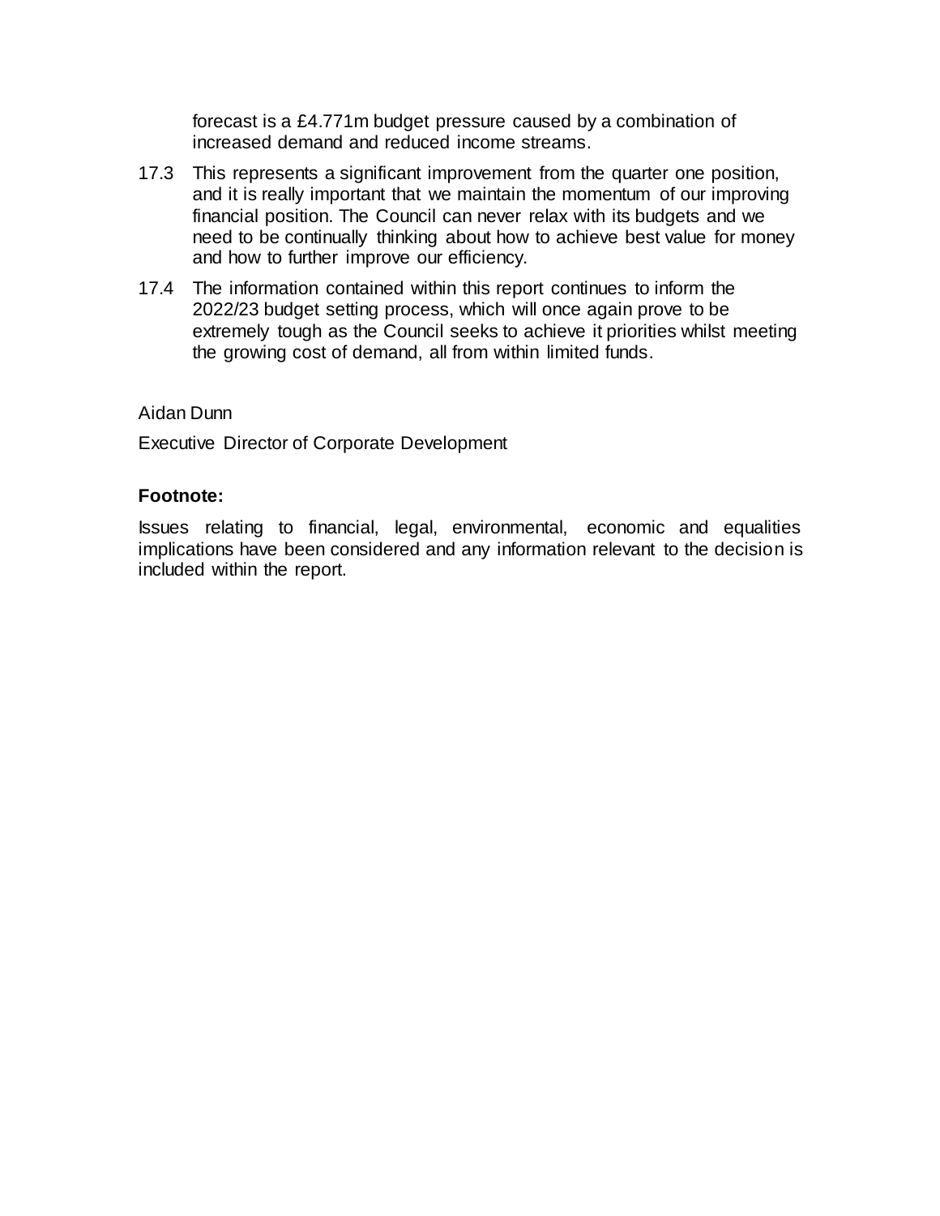forecast is a £4.771m budget pressure caused by a combination of increased demand and reduced income streams.

17.3 This represents a significant improvement from the quarter one position, and it is really important that we maintain the momentum of our improving financial position. The Council can never relax with its budgets and we need to be continually thinking about how to achieve best value for money and how to further improve our efficiency.

17.4 The information contained within this report continues to inform the 2022/23 budget setting process, which will once again prove to be extremely tough as the Council seeks to achieve it priorities whilst meeting the growing cost of demand, all from within limited funds.

Aidan Dunn

Executive Director of Corporate Development

**Footnote:**

Issues relating to financial, legal, environmental, economic and equalities implications have been considered and any information relevant to the decision is included within the report.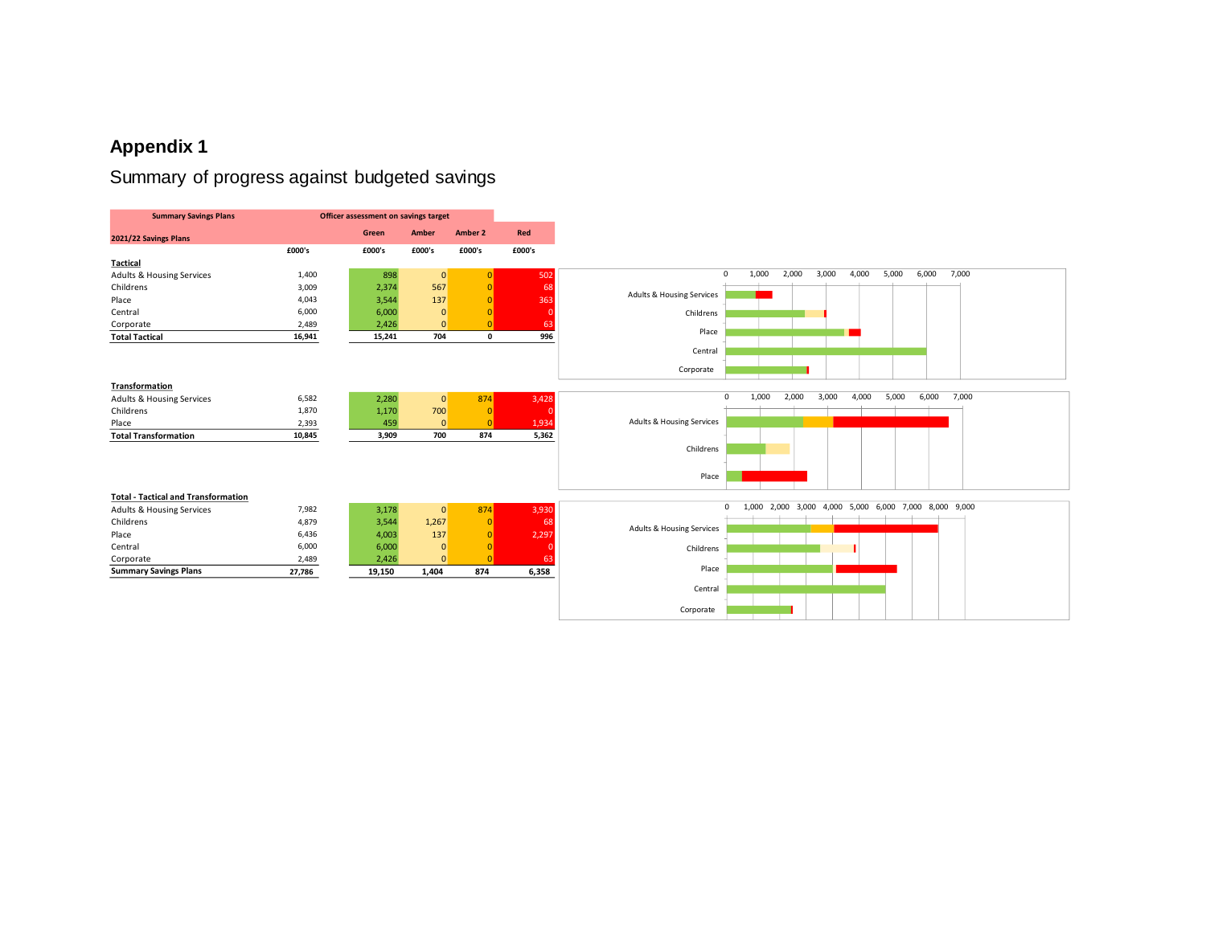# Appendix 1

## Summary of progress against budgeted savings

| Summary Savings Plans | | Officer assessment on savings target | | | |
|---|---|---|---|---|---|
| 2021/22 Savings Plans | | Green | Amber | Amber 2 | Red |
| | £000's | £000's | £000's | £000's | £000's |
| **Tactical** | | | | | |
| Adults & Housing Services | 1,400 | 898 | 0 | 0 | 502 |
| Childrens | 3,009 | 2,374 | 567 | 0 | 68 |
| Place | 4,043 | 3,544 | 137 | 0 | 363 |
| Central | 6,000 | 6,000 | 0 | 0 | 0 |
| Corporate | 2,489 | 2,426 | 0 | 0 | 63 |
| **Total Tactical** | **16,941** | **15,241** | **704** | **0** | **996** |
| **Transformation** | | | | | |
| Adults & Housing Services | 6,582 | 2,280 | 0 | 874 | 3,428 |
| Childrens | 1,870 | 1,170 | 700 | 0 | 0 |
| Place | 2,393 | 459 | 0 | 0 | 1,934 |
| **Total Transformation** | **10,845** | **3,909** | **700** | **874** | **5,362** |
| **Total - Tactical and Transformation** | | | | | |
| Adults & Housing Services | 7,982 | 3,178 | 0 | 874 | 3,930 |
| Childrens | 4,879 | 3,544 | 1,267 | 0 | 68 |
| Place | 6,436 | 4,003 | 137 | 0 | 2,297 |
| Central | 6,000 | 6,000 | 0 | 0 | 0 |
| Corporate | 2,489 | 2,426 | 0 | 0 | 63 |
| **Summary Savings Plans** | **27,786** | **19,150** | **1,404** | **874** | **6,358** |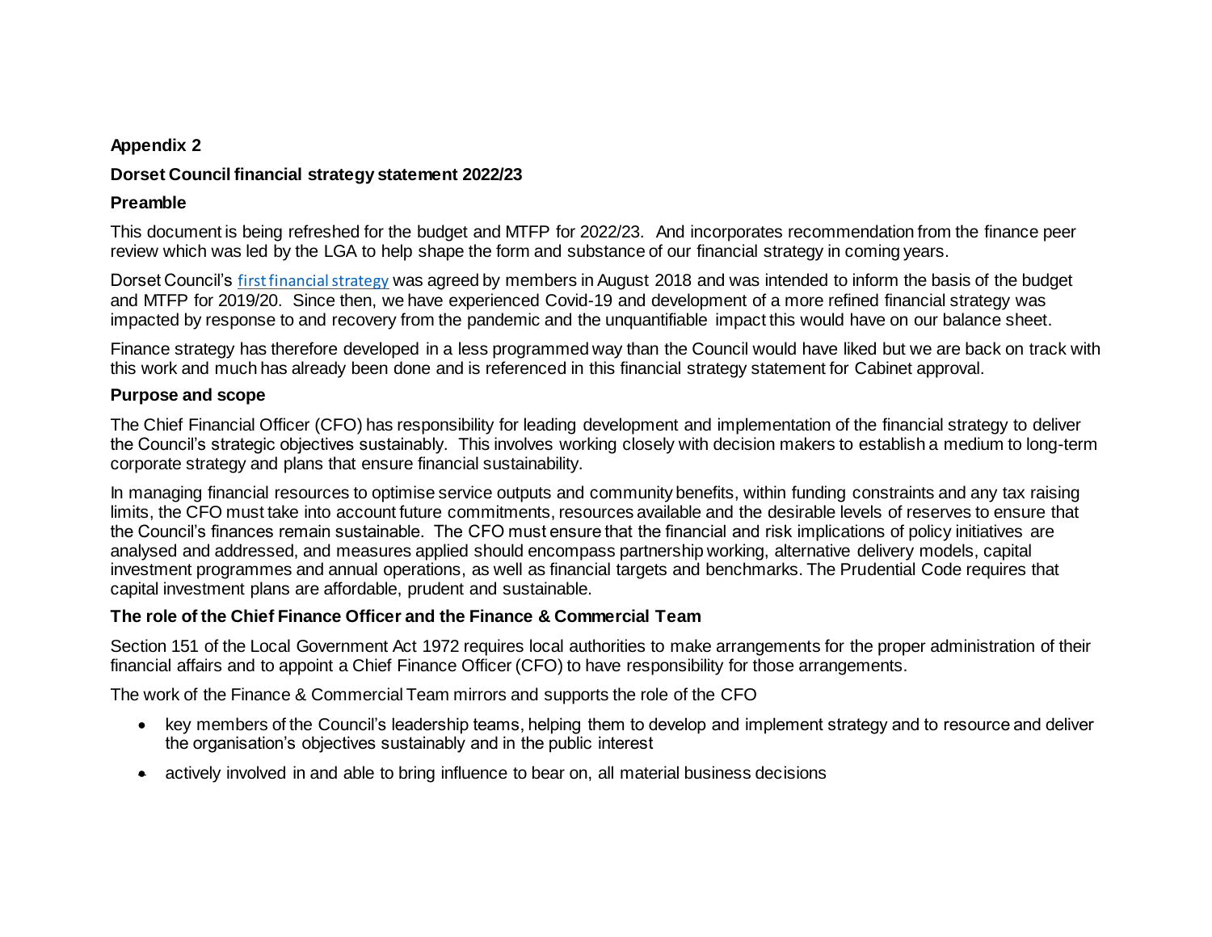**Appendix 2**

**Dorset Council financial strategy statement 2022/23**

**Preamble**

This document is being refreshed for the budget and MTFP for 2022/23. And incorporates recommendation from the finance peer review which was led by the LGA to help shape the form and substance of our financial strategy in coming years.

Dorset Council's first financial strategy was agreed by members in August 2018 and was intended to inform the basis of the budget and MTFP for 2019/20. Since then, we have experienced Covid-19 and development of a more refined financial strategy was impacted by response to and recovery from the pandemic and the unquantifiable impact this would have on our balance sheet.

Finance strategy has therefore developed in a less programmed way than the Council would have liked but we are back on track with this work and much has already been done and is referenced in this financial strategy statement for Cabinet approval.

**Purpose and scope**

The Chief Financial Officer (CFO) has responsibility for leading development and implementation of the financial strategy to deliver the Council's strategic objectives sustainably. This involves working closely with decision makers to establish a medium to long-term corporate strategy and plans that ensure financial sustainability.

In managing financial resources to optimise service outputs and community benefits, within funding constraints and any tax raising limits, the CFO must take into account future commitments, resources available and the desirable levels of reserves to ensure that the Council's finances remain sustainable. The CFO must ensure that the financial and risk implications of policy initiatives are analysed and addressed, and measures applied should encompass partnership working, alternative delivery models, capital investment programmes and annual operations, as well as financial targets and benchmarks. The Prudential Code requires that capital investment plans are affordable, prudent and sustainable.

**The role of the Chief Finance Officer and the Finance & Commercial Team**

Section 151 of the Local Government Act 1972 requires local authorities to make arrangements for the proper administration of their financial affairs and to appoint a Chief Finance Officer (CFO) to have responsibility for those arrangements.

The work of the Finance & Commercial Team mirrors and supports the role of the CFO

- key members of the Council's leadership teams, helping them to develop and implement strategy and to resource and deliver the organisation's objectives sustainably and in the public interest
- actively involved in and able to bring influence to bear on, all material business decisions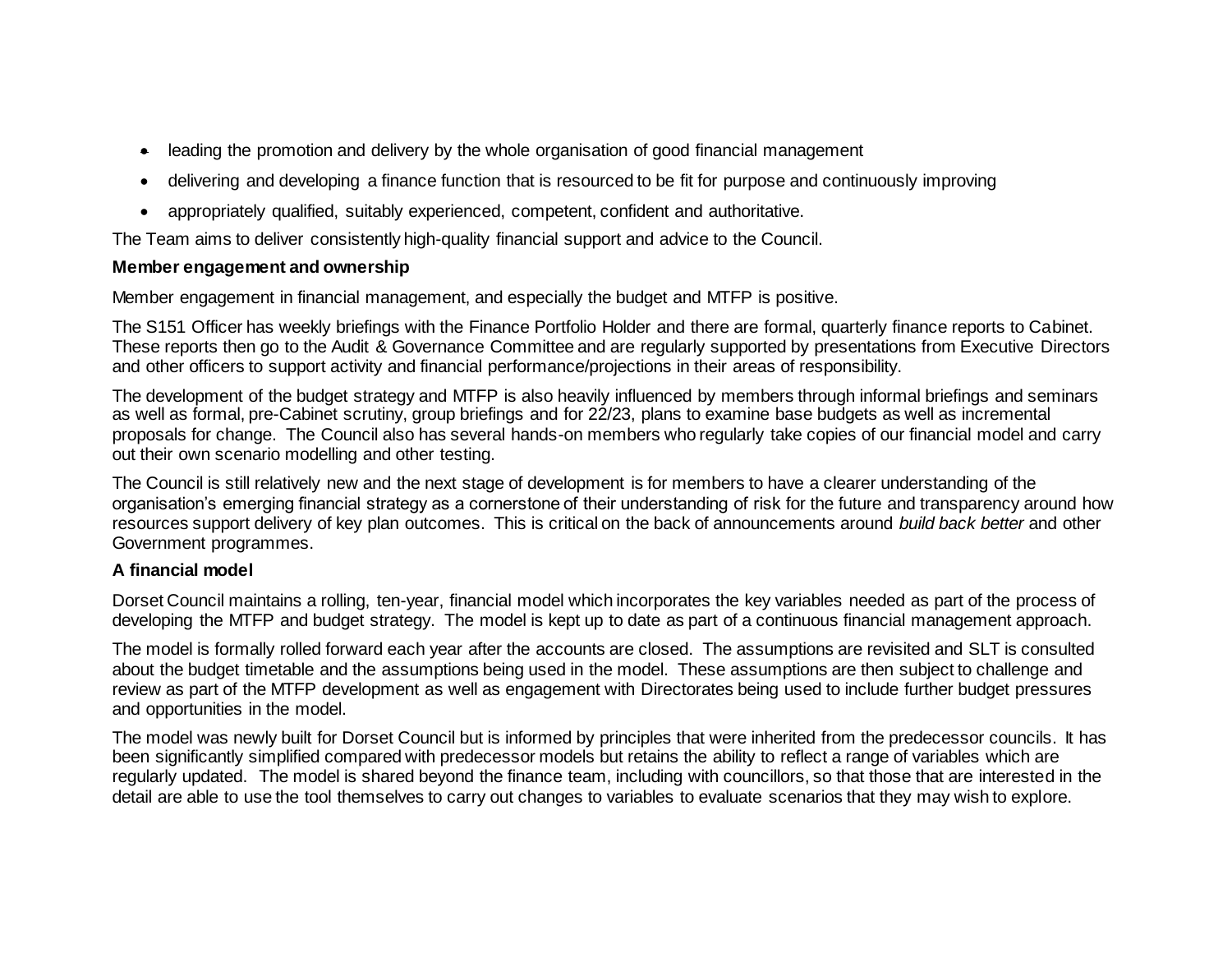- leading the promotion and delivery by the whole organisation of good financial management
- delivering and developing a finance function that is resourced to be fit for purpose and continuously improving
- appropriately qualified, suitably experienced, competent, confident and authoritative.

The Team aims to deliver consistently high-quality financial support and advice to the Council.

**Member engagement and ownership**

Member engagement in financial management, and especially the budget and MTFP is positive.

The S151 Officer has weekly briefings with the Finance Portfolio Holder and there are formal, quarterly finance reports to Cabinet. These reports then go to the Audit & Governance Committee and are regularly supported by presentations from Executive Directors and other officers to support activity and financial performance/projections in their areas of responsibility.

The development of the budget strategy and MTFP is also heavily influenced by members through informal briefings and seminars as well as formal, pre-Cabinet scrutiny, group briefings and for 22/23, plans to examine base budgets as well as incremental proposals for change. The Council also has several hands-on members who regularly take copies of our financial model and carry out their own scenario modelling and other testing.

The Council is still relatively new and the next stage of development is for members to have a clearer understanding of the organisation's emerging financial strategy as a cornerstone of their understanding of risk for the future and transparency around how resources support delivery of key plan outcomes. This is critical on the back of announcements around *build back better* and other Government programmes.

**A financial model**

Dorset Council maintains a rolling, ten-year, financial model which incorporates the key variables needed as part of the process of developing the MTFP and budget strategy. The model is kept up to date as part of a continuous financial management approach.

The model is formally rolled forward each year after the accounts are closed. The assumptions are revisited and SLT is consulted about the budget timetable and the assumptions being used in the model. These assumptions are then subject to challenge and review as part of the MTFP development as well as engagement with Directorates being used to include further budget pressures and opportunities in the model.

The model was newly built for Dorset Council but is informed by principles that were inherited from the predecessor councils. It has been significantly simplified compared with predecessor models but retains the ability to reflect a range of variables which are regularly updated. The model is shared beyond the finance team, including with councillors, so that those that are interested in the detail are able to use the tool themselves to carry out changes to variables to evaluate scenarios that they may wish to explore.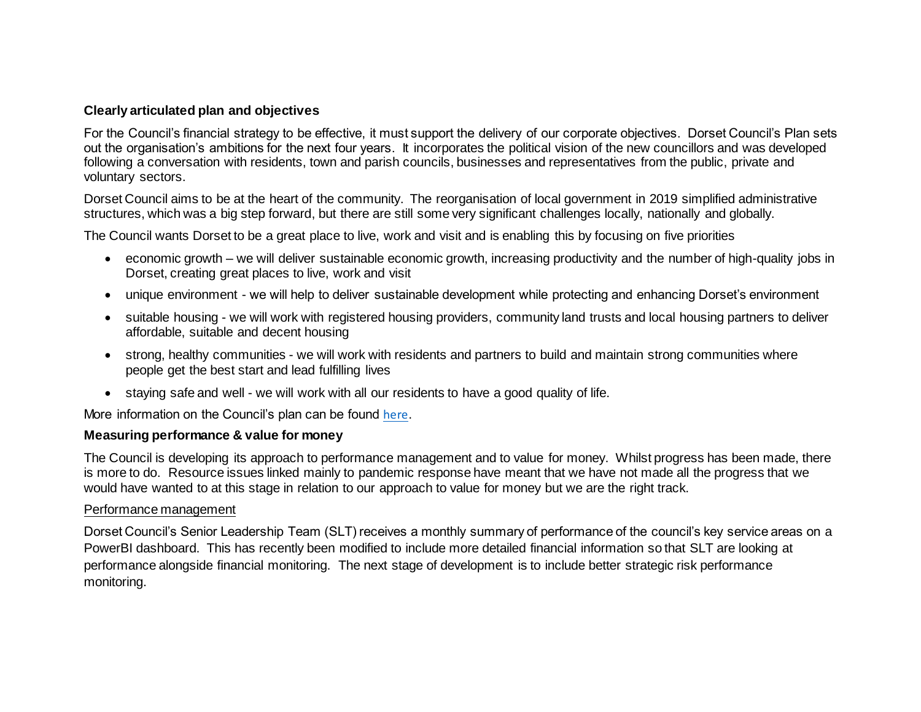**Clearly articulated plan and objectives**

For the Council's financial strategy to be effective, it must support the delivery of our corporate objectives. Dorset Council's Plan sets out the organisation's ambitions for the next four years. It incorporates the political vision of the new councillors and was developed following a conversation with residents, town and parish councils, businesses and representatives from the public, private and voluntary sectors.

Dorset Council aims to be at the heart of the community. The reorganisation of local government in 2019 simplified administrative structures, which was a big step forward, but there are still some very significant challenges locally, nationally and globally.

The Council wants Dorset to be a great place to live, work and visit and is enabling this by focusing on five priorities

- economic growth – we will deliver sustainable economic growth, increasing productivity and the number of high-quality jobs in Dorset, creating great places to live, work and visit
- unique environment - we will help to deliver sustainable development while protecting and enhancing Dorset's environment
- suitable housing - we will work with registered housing providers, community land trusts and local housing partners to deliver affordable, suitable and decent housing
- strong, healthy communities - we will work with residents and partners to build and maintain strong communities where people get the best start and lead fulfilling lives
- staying safe and well - we will work with all our residents to have a good quality of life.

More information on the Council's plan can be found here.

**Measuring performance & value for money**

The Council is developing its approach to performance management and to value for money. Whilst progress has been made, there is more to do. Resource issues linked mainly to pandemic response have meant that we have not made all the progress that we would have wanted to at this stage in relation to our approach to value for money but we are the right track.

Performance management

Dorset Council's Senior Leadership Team (SLT) receives a monthly summary of performance of the council's key service areas on a PowerBI dashboard. This has recently been modified to include more detailed financial information so that SLT are looking at performance alongside financial monitoring. The next stage of development is to include better strategic risk performance monitoring.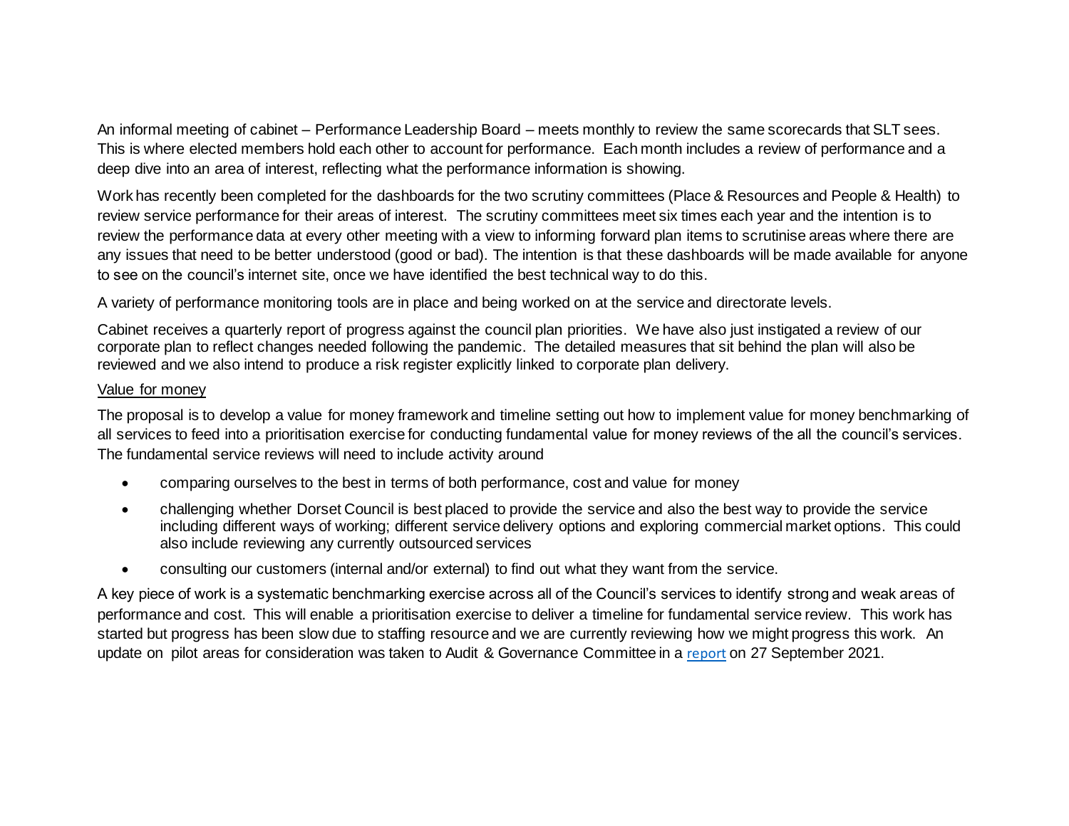An informal meeting of cabinet – Performance Leadership Board – meets monthly to review the same scorecards that SLT sees. This is where elected members hold each other to account for performance. Each month includes a review of performance and a deep dive into an area of interest, reflecting what the performance information is showing.

Work has recently been completed for the dashboards for the two scrutiny committees (Place & Resources and People & Health) to review service performance for their areas of interest. The scrutiny committees meet six times each year and the intention is to review the performance data at every other meeting with a view to informing forward plan items to scrutinise areas where there are any issues that need to be better understood (good or bad). The intention is that these dashboards will be made available for anyone to see on the council's internet site, once we have identified the best technical way to do this.

A variety of performance monitoring tools are in place and being worked on at the service and directorate levels.

Cabinet receives a quarterly report of progress against the council plan priorities. We have also just instigated a review of our corporate plan to reflect changes needed following the pandemic. The detailed measures that sit behind the plan will also be reviewed and we also intend to produce a risk register explicitly linked to corporate plan delivery.

<u>Value for money</u>

The proposal is to develop a value for money framework and timeline setting out how to implement value for money benchmarking of all services to feed into a prioritisation exercise for conducting fundamental value for money reviews of the all the council's services. The fundamental service reviews will need to include activity around

- comparing ourselves to the best in terms of both performance, cost and value for money
- challenging whether Dorset Council is best placed to provide the service and also the best way to provide the service including different ways of working; different service delivery options and exploring commercial market options. This could also include reviewing any currently outsourced services
- consulting our customers (internal and/or external) to find out what they want from the service.

A key piece of work is a systematic benchmarking exercise across all of the Council's services to identify strong and weak areas of performance and cost. This will enable a prioritisation exercise to deliver a timeline for fundamental service review. This work has started but progress has been slow due to staffing resource and we are currently reviewing how we might progress this work. An update on pilot areas for consideration was taken to Audit & Governance Committee in a report on 27 September 2021.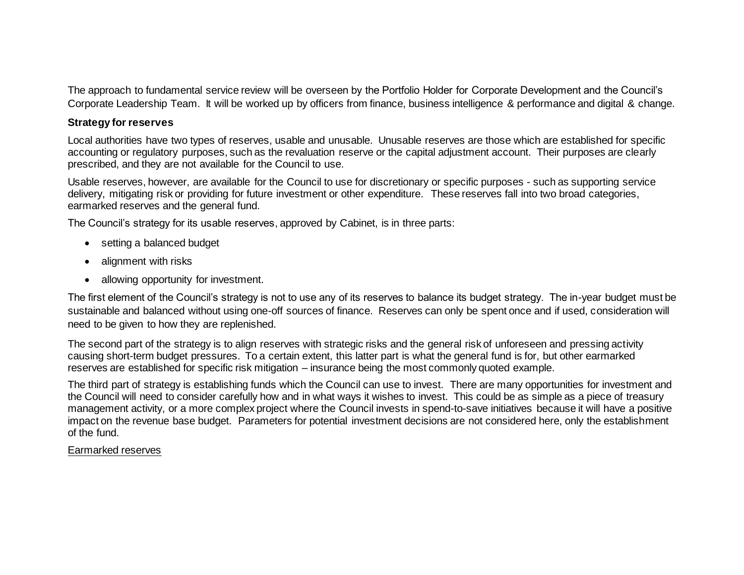The approach to fundamental service review will be overseen by the Portfolio Holder for Corporate Development and the Council's Corporate Leadership Team. It will be worked up by officers from finance, business intelligence & performance and digital & change.

**Strategy for reserves**

Local authorities have two types of reserves, usable and unusable. Unusable reserves are those which are established for specific accounting or regulatory purposes, such as the revaluation reserve or the capital adjustment account. Their purposes are clearly prescribed, and they are not available for the Council to use.

Usable reserves, however, are available for the Council to use for discretionary or specific purposes - such as supporting service delivery, mitigating risk or providing for future investment or other expenditure. These reserves fall into two broad categories, earmarked reserves and the general fund.

The Council's strategy for its usable reserves, approved by Cabinet, is in three parts:

- setting a balanced budget
- alignment with risks
- allowing opportunity for investment.

The first element of the Council's strategy is not to use any of its reserves to balance its budget strategy. The in-year budget must be sustainable and balanced without using one-off sources of finance. Reserves can only be spent once and if used, consideration will need to be given to how they are replenished.

The second part of the strategy is to align reserves with strategic risks and the general risk of unforeseen and pressing activity causing short-term budget pressures. To a certain extent, this latter part is what the general fund is for, but other earmarked reserves are established for specific risk mitigation – insurance being the most commonly quoted example.

The third part of strategy is establishing funds which the Council can use to invest. There are many opportunities for investment and the Council will need to consider carefully how and in what ways it wishes to invest. This could be as simple as a piece of treasury management activity, or a more complex project where the Council invests in spend-to-save initiatives because it will have a positive impact on the revenue base budget. Parameters for potential investment decisions are not considered here, only the establishment of the fund.

<u>Earmarked reserves</u>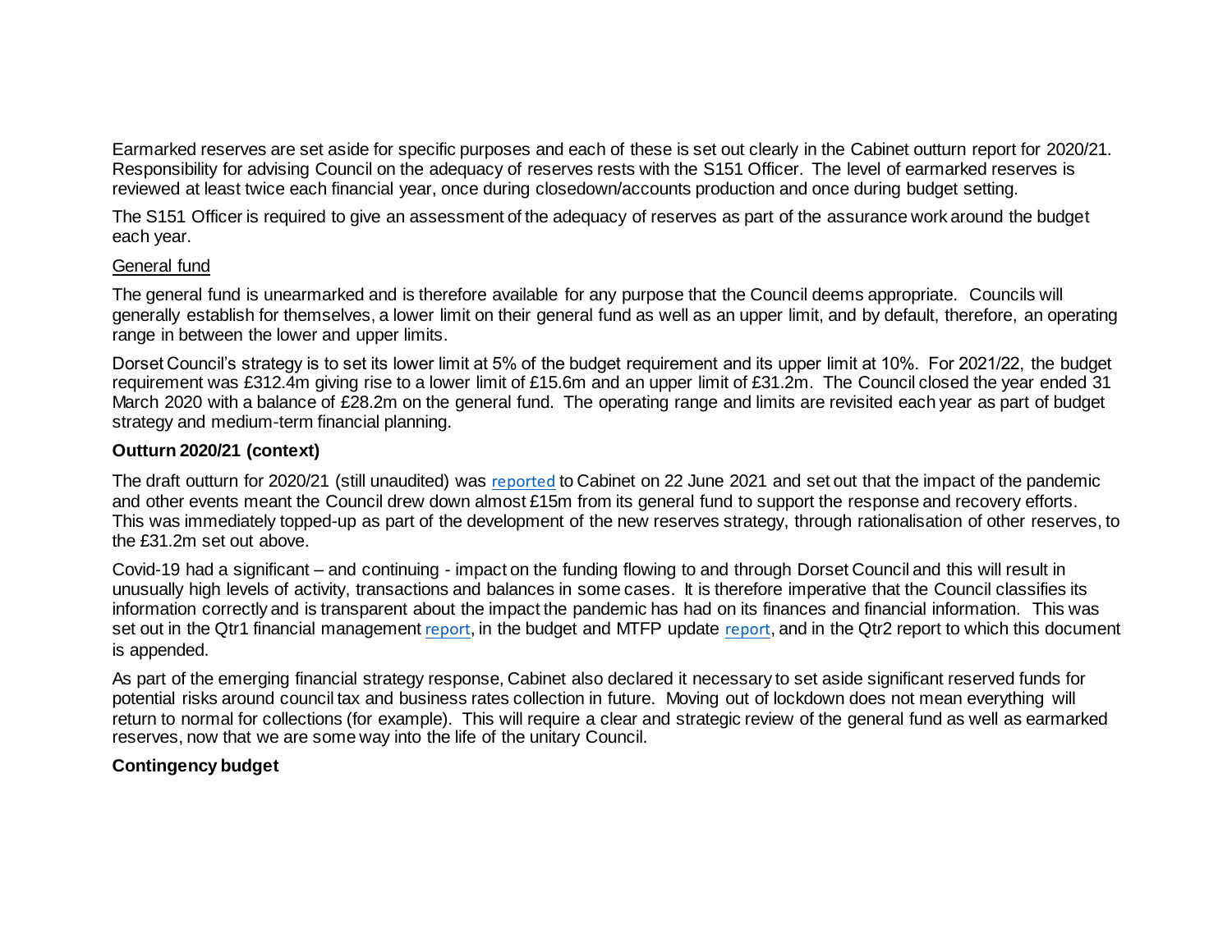Earmarked reserves are set aside for specific purposes and each of these is set out clearly in the Cabinet outturn report for 2020/21. Responsibility for advising Council on the adequacy of reserves rests with the S151 Officer. The level of earmarked reserves is reviewed at least twice each financial year, once during closedown/accounts production and once during budget setting.

The S151 Officer is required to give an assessment of the adequacy of reserves as part of the assurance work around the budget each year.

General fund

The general fund is unearmarked and is therefore available for any purpose that the Council deems appropriate. Councils will generally establish for themselves, a lower limit on their general fund as well as an upper limit, and by default, therefore, an operating range in between the lower and upper limits.

Dorset Council's strategy is to set its lower limit at 5% of the budget requirement and its upper limit at 10%. For 2021/22, the budget requirement was £312.4m giving rise to a lower limit of £15.6m and an upper limit of £31.2m. The Council closed the year ended 31 March 2020 with a balance of £28.2m on the general fund. The operating range and limits are revisited each year as part of budget strategy and medium-term financial planning.

**Outturn 2020/21 (context)**

The draft outturn for 2020/21 (still unaudited) was reported to Cabinet on 22 June 2021 and set out that the impact of the pandemic and other events meant the Council drew down almost £15m from its general fund to support the response and recovery efforts. This was immediately topped-up as part of the development of the new reserves strategy, through rationalisation of other reserves, to the £31.2m set out above.

Covid-19 had a significant – and continuing - impact on the funding flowing to and through Dorset Council and this will result in unusually high levels of activity, transactions and balances in some cases. It is therefore imperative that the Council classifies its information correctly and is transparent about the impact the pandemic has had on its finances and financial information. This was set out in the Qtr1 financial management report, in the budget and MTFP update report, and in the Qtr2 report to which this document is appended.

As part of the emerging financial strategy response, Cabinet also declared it necessary to set aside significant reserved funds for potential risks around council tax and business rates collection in future. Moving out of lockdown does not mean everything will return to normal for collections (for example). This will require a clear and strategic review of the general fund as well as earmarked reserves, now that we are some way into the life of the unitary Council.

**Contingency budget**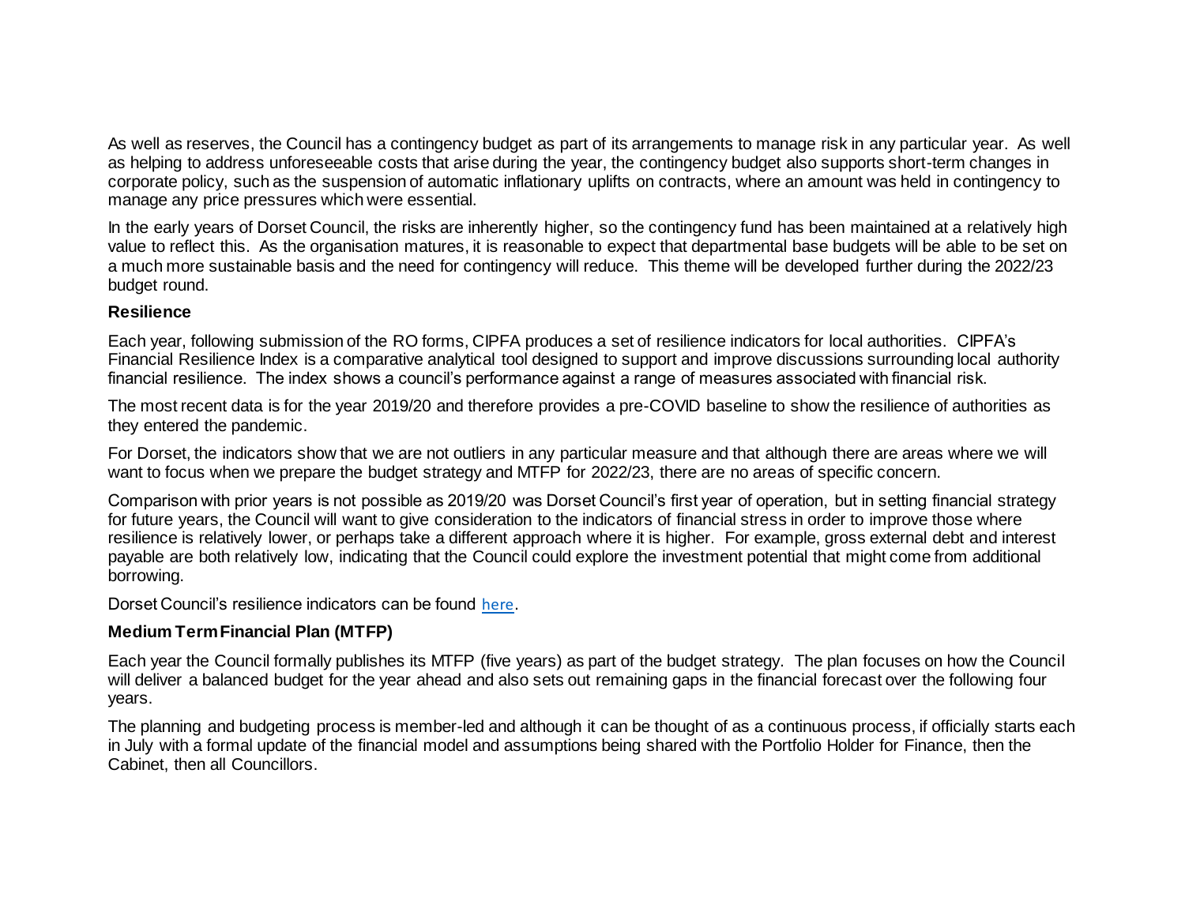As well as reserves, the Council has a contingency budget as part of its arrangements to manage risk in any particular year. As well as helping to address unforeseeable costs that arise during the year, the contingency budget also supports short-term changes in corporate policy, such as the suspension of automatic inflationary uplifts on contracts, where an amount was held in contingency to manage any price pressures which were essential.

In the early years of Dorset Council, the risks are inherently higher, so the contingency fund has been maintained at a relatively high value to reflect this. As the organisation matures, it is reasonable to expect that departmental base budgets will be able to be set on a much more sustainable basis and the need for contingency will reduce. This theme will be developed further during the 2022/23 budget round.

### Resilience

Each year, following submission of the RO forms, CIPFA produces a set of resilience indicators for local authorities. CIPFA's Financial Resilience Index is a comparative analytical tool designed to support and improve discussions surrounding local authority financial resilience. The index shows a council's performance against a range of measures associated with financial risk.

The most recent data is for the year 2019/20 and therefore provides a pre-COVID baseline to show the resilience of authorities as they entered the pandemic.

For Dorset, the indicators show that we are not outliers in any particular measure and that although there are areas where we will want to focus when we prepare the budget strategy and MTFP for 2022/23, there are no areas of specific concern.

Comparison with prior years is not possible as 2019/20 was Dorset Council's first year of operation, but in setting financial strategy for future years, the Council will want to give consideration to the indicators of financial stress in order to improve those where resilience is relatively lower, or perhaps take a different approach where it is higher. For example, gross external debt and interest payable are both relatively low, indicating that the Council could explore the investment potential that might come from additional borrowing.

Dorset Council's resilience indicators can be found here.

### Medium Term Financial Plan (MTFP)

Each year the Council formally publishes its MTFP (five years) as part of the budget strategy. The plan focuses on how the Council will deliver a balanced budget for the year ahead and also sets out remaining gaps in the financial forecast over the following four years.

The planning and budgeting process is member-led and although it can be thought of as a continuous process, if officially starts each in July with a formal update of the financial model and assumptions being shared with the Portfolio Holder for Finance, then the Cabinet, then all Councillors.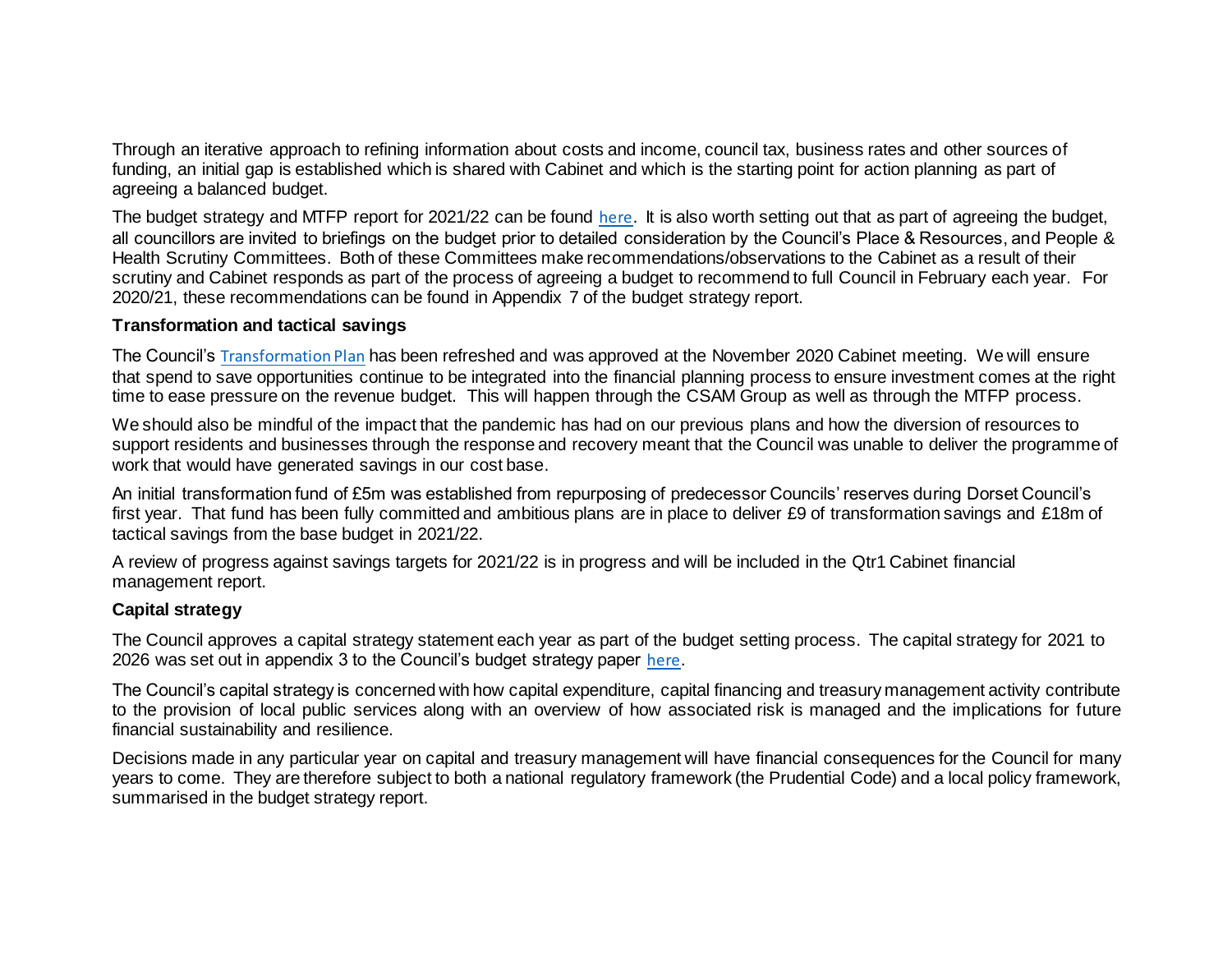Through an iterative approach to refining information about costs and income, council tax, business rates and other sources of funding, an initial gap is established which is shared with Cabinet and which is the starting point for action planning as part of agreeing a balanced budget.

The budget strategy and MTFP report for 2021/22 can be found here. It is also worth setting out that as part of agreeing the budget, all councillors are invited to briefings on the budget prior to detailed consideration by the Council's Place & Resources, and People & Health Scrutiny Committees. Both of these Committees make recommendations/observations to the Cabinet as a result of their scrutiny and Cabinet responds as part of the process of agreeing a budget to recommend to full Council in February each year. For 2020/21, these recommendations can be found in Appendix 7 of the budget strategy report.

**Transformation and tactical savings**

The Council's Transformation Plan has been refreshed and was approved at the November 2020 Cabinet meeting. We will ensure that spend to save opportunities continue to be integrated into the financial planning process to ensure investment comes at the right time to ease pressure on the revenue budget. This will happen through the CSAM Group as well as through the MTFP process.

We should also be mindful of the impact that the pandemic has had on our previous plans and how the diversion of resources to support residents and businesses through the response and recovery meant that the Council was unable to deliver the programme of work that would have generated savings in our cost base.

An initial transformation fund of £5m was established from repurposing of predecessor Councils' reserves during Dorset Council's first year. That fund has been fully committed and ambitious plans are in place to deliver £9 of transformation savings and £18m of tactical savings from the base budget in 2021/22.

A review of progress against savings targets for 2021/22 is in progress and will be included in the Qtr1 Cabinet financial management report.

**Capital strategy**

The Council approves a capital strategy statement each year as part of the budget setting process. The capital strategy for 2021 to 2026 was set out in appendix 3 to the Council's budget strategy paper here.

The Council's capital strategy is concerned with how capital expenditure, capital financing and treasury management activity contribute to the provision of local public services along with an overview of how associated risk is managed and the implications for future financial sustainability and resilience.

Decisions made in any particular year on capital and treasury management will have financial consequences for the Council for many years to come. They are therefore subject to both a national regulatory framework (the Prudential Code) and a local policy framework, summarised in the budget strategy report.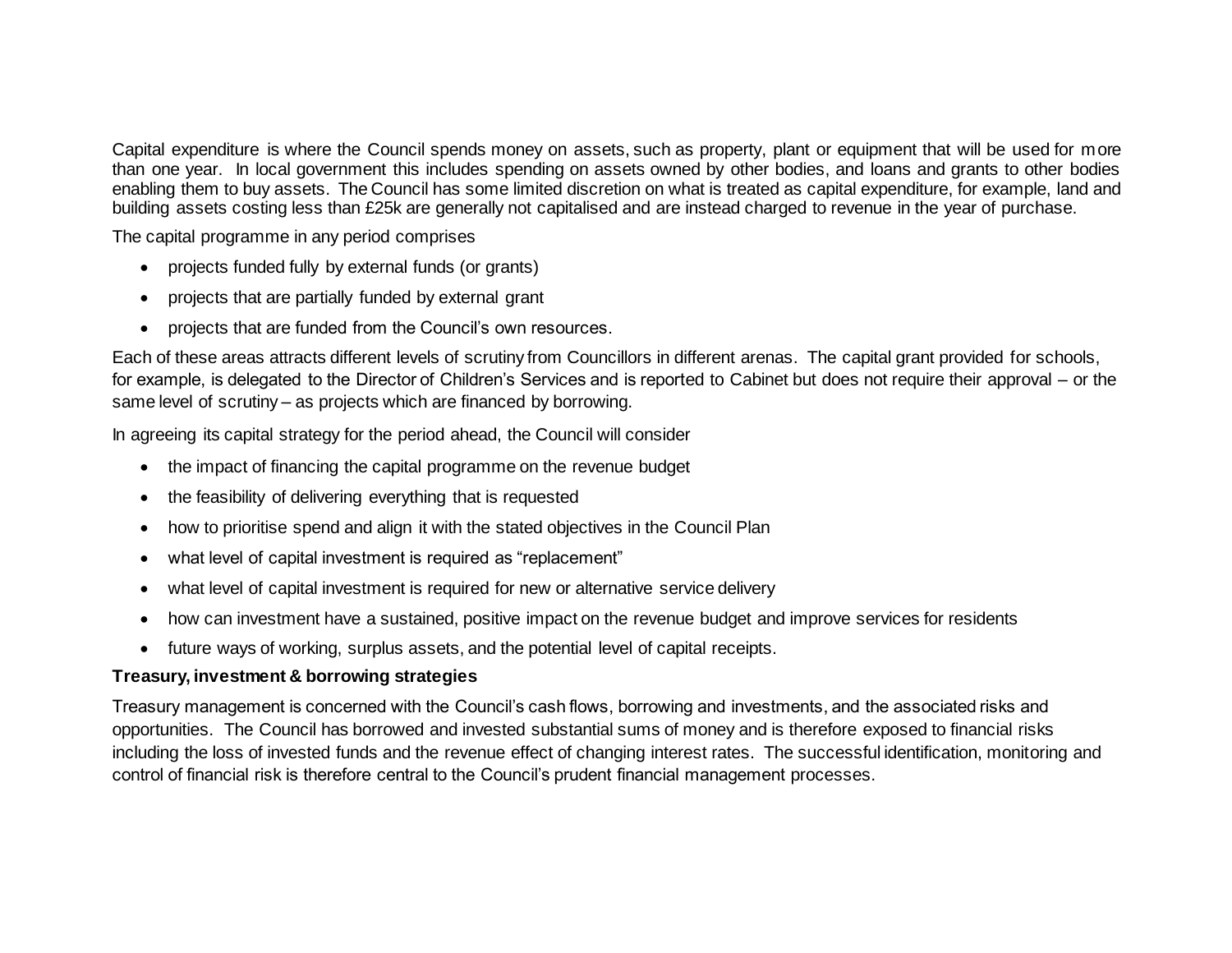Capital expenditure is where the Council spends money on assets, such as property, plant or equipment that will be used for more than one year. In local government this includes spending on assets owned by other bodies, and loans and grants to other bodies enabling them to buy assets. The Council has some limited discretion on what is treated as capital expenditure, for example, land and building assets costing less than £25k are generally not capitalised and are instead charged to revenue in the year of purchase.

The capital programme in any period comprises

- projects funded fully by external funds (or grants)
- projects that are partially funded by external grant
- projects that are funded from the Council's own resources.

Each of these areas attracts different levels of scrutiny from Councillors in different arenas. The capital grant provided for schools, for example, is delegated to the Director of Children's Services and is reported to Cabinet but does not require their approval – or the same level of scrutiny – as projects which are financed by borrowing.

In agreeing its capital strategy for the period ahead, the Council will consider

- the impact of financing the capital programme on the revenue budget
- the feasibility of delivering everything that is requested
- how to prioritise spend and align it with the stated objectives in the Council Plan
- what level of capital investment is required as "replacement"
- what level of capital investment is required for new or alternative service delivery
- how can investment have a sustained, positive impact on the revenue budget and improve services for residents
- future ways of working, surplus assets, and the potential level of capital receipts.

**Treasury, investment & borrowing strategies**

Treasury management is concerned with the Council's cash flows, borrowing and investments, and the associated risks and opportunities. The Council has borrowed and invested substantial sums of money and is therefore exposed to financial risks including the loss of invested funds and the revenue effect of changing interest rates. The successful identification, monitoring and control of financial risk is therefore central to the Council's prudent financial management processes.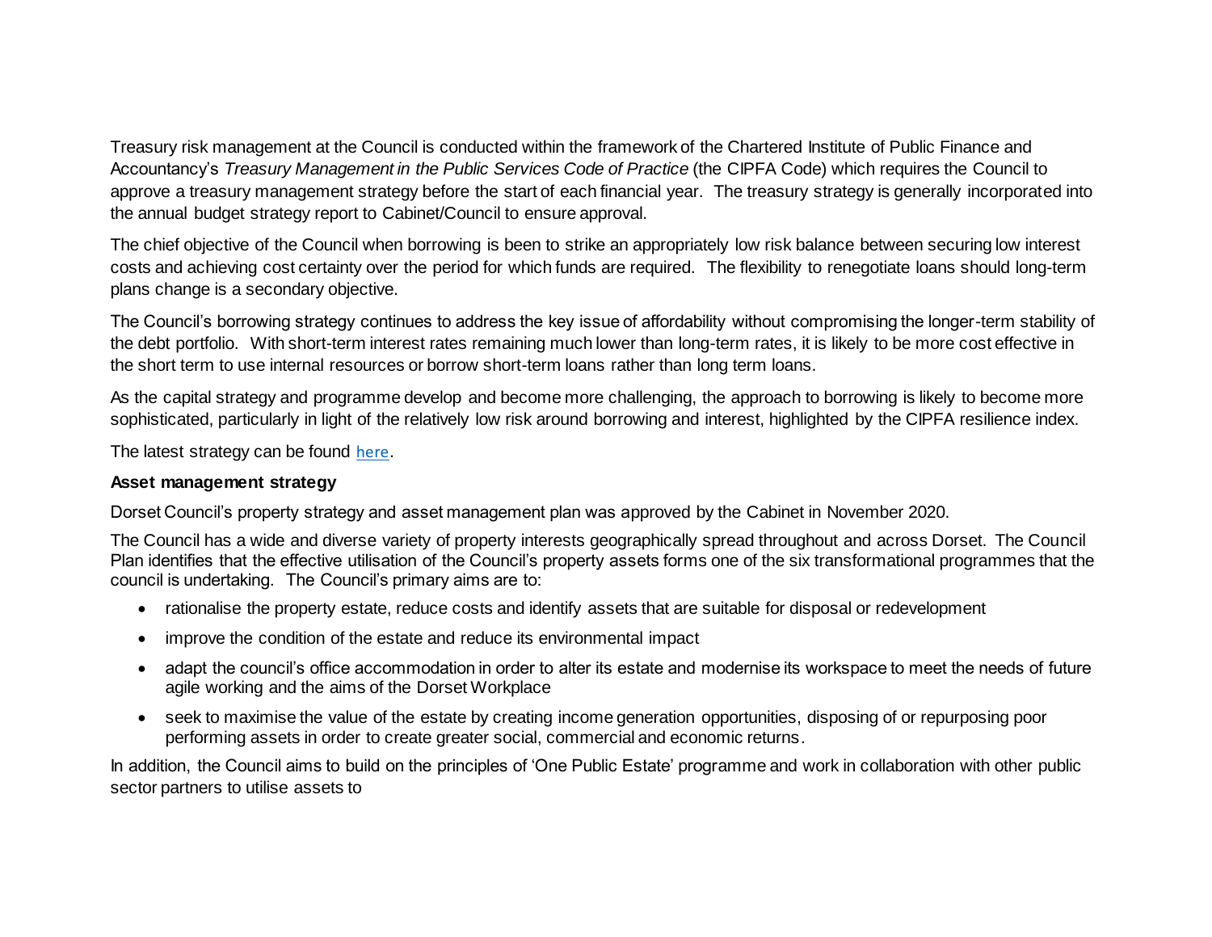Treasury risk management at the Council is conducted within the framework of the Chartered Institute of Public Finance and Accountancy's *Treasury Management in the Public Services Code of Practice* (the CIPFA Code) which requires the Council to approve a treasury management strategy before the start of each financial year. The treasury strategy is generally incorporated into the annual budget strategy report to Cabinet/Council to ensure approval.

The chief objective of the Council when borrowing is been to strike an appropriately low risk balance between securing low interest costs and achieving cost certainty over the period for which funds are required. The flexibility to renegotiate loans should long-term plans change is a secondary objective.

The Council's borrowing strategy continues to address the key issue of affordability without compromising the longer-term stability of the debt portfolio. With short-term interest rates remaining much lower than long-term rates, it is likely to be more cost effective in the short term to use internal resources or borrow short-term loans rather than long term loans.

As the capital strategy and programme develop and become more challenging, the approach to borrowing is likely to become more sophisticated, particularly in light of the relatively low risk around borrowing and interest, highlighted by the CIPFA resilience index.

The latest strategy can be found here.

**Asset management strategy**

Dorset Council's property strategy and asset management plan was approved by the Cabinet in November 2020.

The Council has a wide and diverse variety of property interests geographically spread throughout and across Dorset. The Council Plan identifies that the effective utilisation of the Council's property assets forms one of the six transformational programmes that the council is undertaking. The Council's primary aims are to:

- rationalise the property estate, reduce costs and identify assets that are suitable for disposal or redevelopment
- improve the condition of the estate and reduce its environmental impact
- adapt the council's office accommodation in order to alter its estate and modernise its workspace to meet the needs of future agile working and the aims of the Dorset Workplace
- seek to maximise the value of the estate by creating income generation opportunities, disposing of or repurposing poor performing assets in order to create greater social, commercial and economic returns.

In addition, the Council aims to build on the principles of 'One Public Estate' programme and work in collaboration with other public sector partners to utilise assets to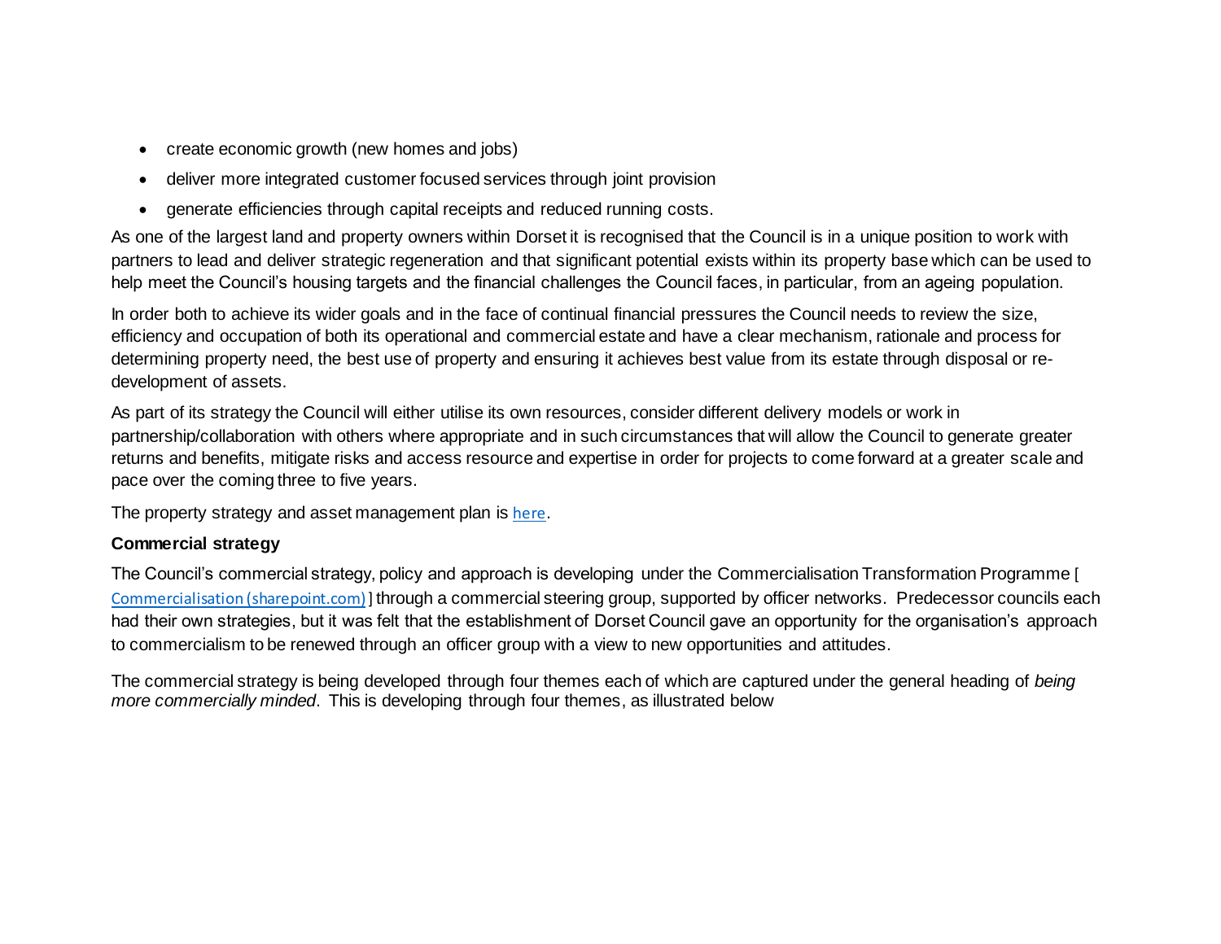- create economic growth (new homes and jobs)
- deliver more integrated customer focused services through joint provision
- generate efficiencies through capital receipts and reduced running costs.

As one of the largest land and property owners within Dorset it is recognised that the Council is in a unique position to work with partners to lead and deliver strategic regeneration and that significant potential exists within its property base which can be used to help meet the Council's housing targets and the financial challenges the Council faces, in particular, from an ageing population.

In order both to achieve its wider goals and in the face of continual financial pressures the Council needs to review the size, efficiency and occupation of both its operational and commercial estate and have a clear mechanism, rationale and process for determining property need, the best use of property and ensuring it achieves best value from its estate through disposal or re-development of assets.

As part of its strategy the Council will either utilise its own resources, consider different delivery models or work in partnership/collaboration with others where appropriate and in such circumstances that will allow the Council to generate greater returns and benefits, mitigate risks and access resource and expertise in order for projects to come forward at a greater scale and pace over the coming three to five years.

The property strategy and asset management plan is here.

**Commercial strategy**

The Council's commercial strategy, policy and approach is developing under the Commercialisation Transformation Programme [ Commercialisation (sharepoint.com) ] through a commercial steering group, supported by officer networks. Predecessor councils each had their own strategies, but it was felt that the establishment of Dorset Council gave an opportunity for the organisation's approach to commercialism to be renewed through an officer group with a view to new opportunities and attitudes.

The commercial strategy is being developed through four themes each of which are captured under the general heading of *being more commercially minded*. This is developing through four themes, as illustrated below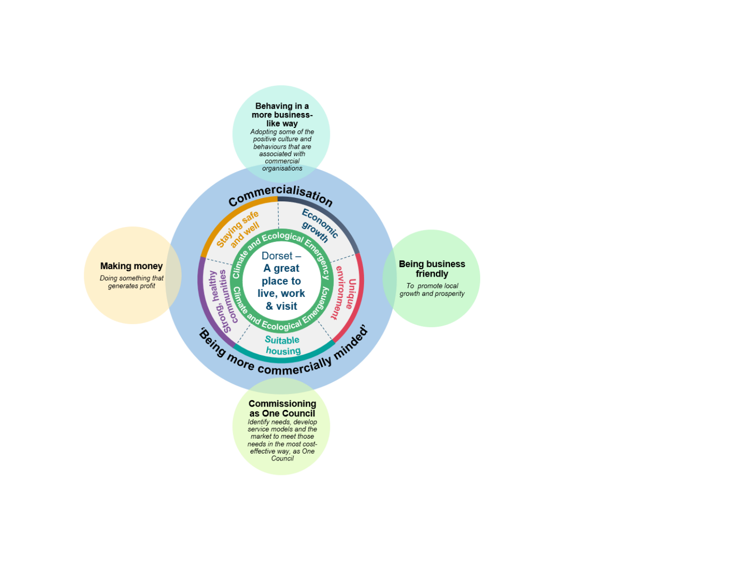**Behaving in a more business-like way**

*Adopting some of the positive culture and behaviours that are associated with commercial organisations*

**Making money**

*Doing something that generates profit*

**Commercialisation**

Staying safe and well

Economic growth

Unique environment

Suitable housing

Strong, healthy communities

Climate and Ecological Emergency

Dorset – **A great place to live, work & visit**

**'Being more commercially minded'**

**Being business friendly**

*To promote local growth and prosperity*

**Commissioning as One Council**

*Identify needs, develop service models and the market to meet those needs in the most cost-effective way, as One Council*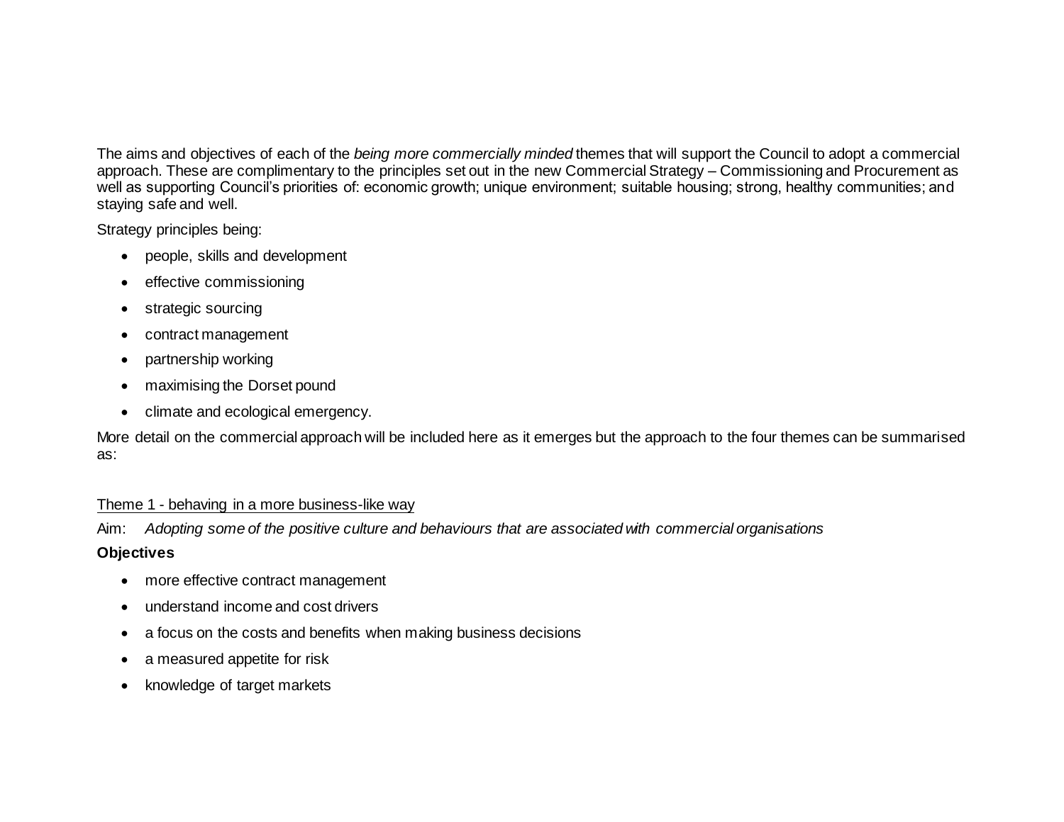The aims and objectives of each of the *being more commercially minded* themes that will support the Council to adopt a commercial approach. These are complimentary to the principles set out in the new Commercial Strategy – Commissioning and Procurement as well as supporting Council's priorities of: economic growth; unique environment; suitable housing; strong, healthy communities; and staying safe and well.

Strategy principles being:

- people, skills and development
- effective commissioning
- strategic sourcing
- contract management
- partnership working
- maximising the Dorset pound
- climate and ecological emergency.

More detail on the commercial approach will be included here as it emerges but the approach to the four themes can be summarised as:

<u>Theme 1 - behaving in a more business-like way</u>

Aim: *Adopting some of the positive culture and behaviours that are associated with commercial organisations*

**Objectives**

- more effective contract management
- understand income and cost drivers
- a focus on the costs and benefits when making business decisions
- a measured appetite for risk
- knowledge of target markets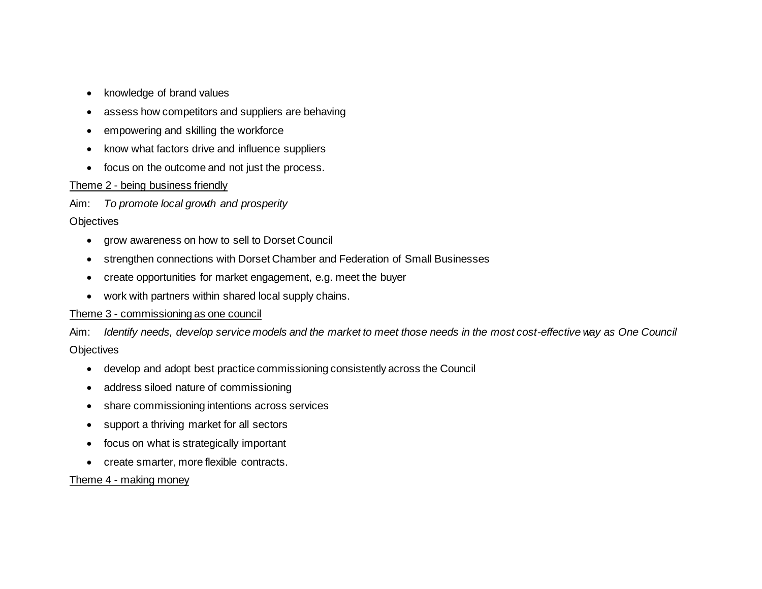- knowledge of brand values
- assess how competitors and suppliers are behaving
- empowering and skilling the workforce
- know what factors drive and influence suppliers
- focus on the outcome and not just the process.

<u>Theme 2 - being business friendly</u>

Aim: *To promote local growth and prosperity*

Objectives

- grow awareness on how to sell to Dorset Council
- strengthen connections with Dorset Chamber and Federation of Small Businesses
- create opportunities for market engagement, e.g. meet the buyer
- work with partners within shared local supply chains.

<u>Theme 3 - commissioning as one council</u>

Aim: *Identify needs, develop service models and the market to meet those needs in the most cost-effective way as One Council*

Objectives

- develop and adopt best practice commissioning consistently across the Council
- address siloed nature of commissioning
- share commissioning intentions across services
- support a thriving market for all sectors
- focus on what is strategically important
- create smarter, more flexible contracts.

<u>Theme 4 - making money</u>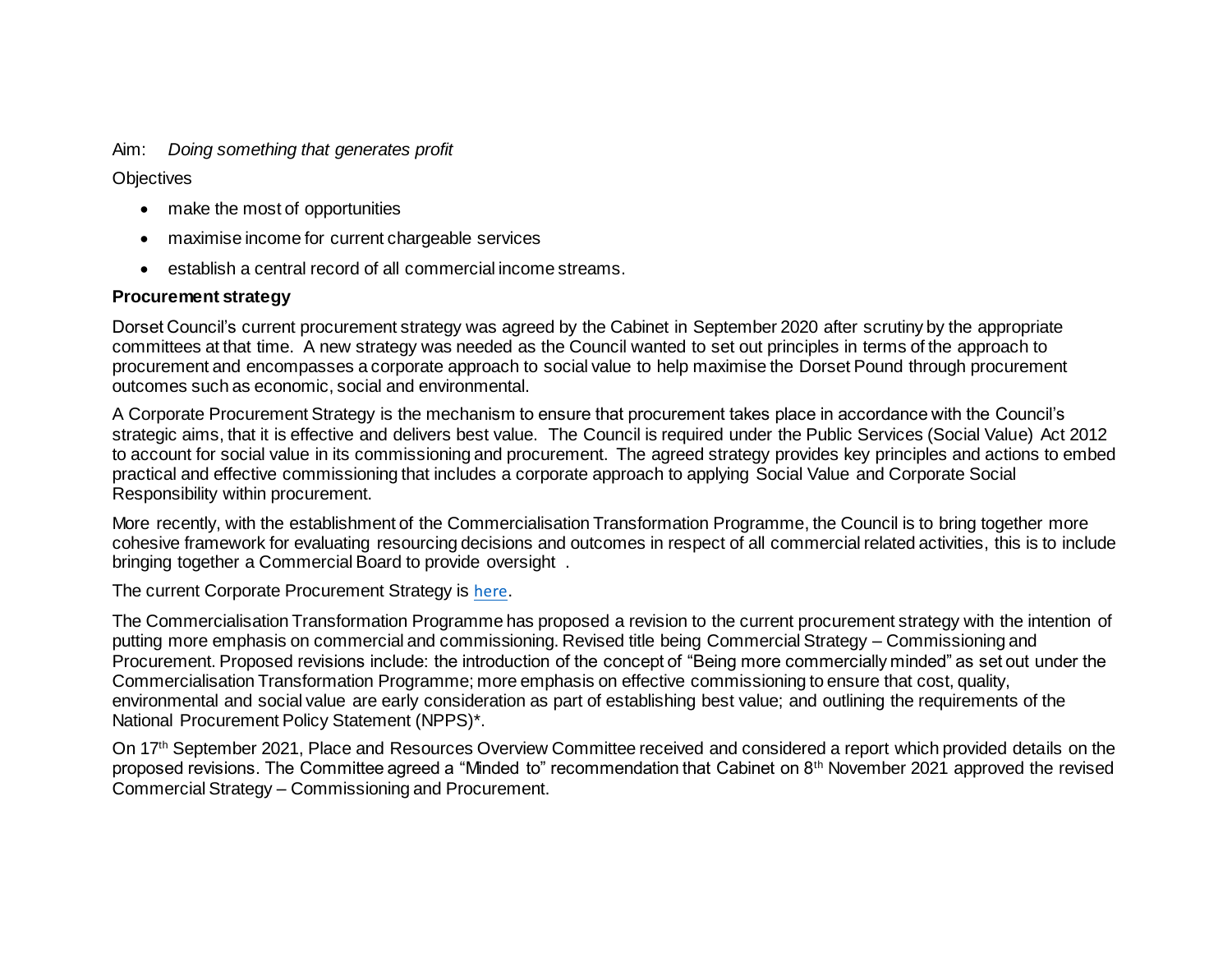Aim: *Doing something that generates profit*

Objectives

- make the most of opportunities
- maximise income for current chargeable services
- establish a central record of all commercial income streams.

**Procurement strategy**

Dorset Council's current procurement strategy was agreed by the Cabinet in September 2020 after scrutiny by the appropriate committees at that time. A new strategy was needed as the Council wanted to set out principles in terms of the approach to procurement and encompasses a corporate approach to social value to help maximise the Dorset Pound through procurement outcomes such as economic, social and environmental.

A Corporate Procurement Strategy is the mechanism to ensure that procurement takes place in accordance with the Council's strategic aims, that it is effective and delivers best value. The Council is required under the Public Services (Social Value) Act 2012 to account for social value in its commissioning and procurement. The agreed strategy provides key principles and actions to embed practical and effective commissioning that includes a corporate approach to applying Social Value and Corporate Social Responsibility within procurement.

More recently, with the establishment of the Commercialisation Transformation Programme, the Council is to bring together more cohesive framework for evaluating resourcing decisions and outcomes in respect of all commercial related activities, this is to include bringing together a Commercial Board to provide oversight .

The current Corporate Procurement Strategy is here.

The Commercialisation Transformation Programme has proposed a revision to the current procurement strategy with the intention of putting more emphasis on commercial and commissioning. Revised title being Commercial Strategy – Commissioning and Procurement. Proposed revisions include: the introduction of the concept of "Being more commercially minded" as set out under the Commercialisation Transformation Programme; more emphasis on effective commissioning to ensure that cost, quality, environmental and social value are early consideration as part of establishing best value; and outlining the requirements of the National Procurement Policy Statement (NPPS)*.

On 17th September 2021, Place and Resources Overview Committee received and considered a report which provided details on the proposed revisions. The Committee agreed a "Minded to" recommendation that Cabinet on 8th November 2021 approved the revised Commercial Strategy – Commissioning and Procurement.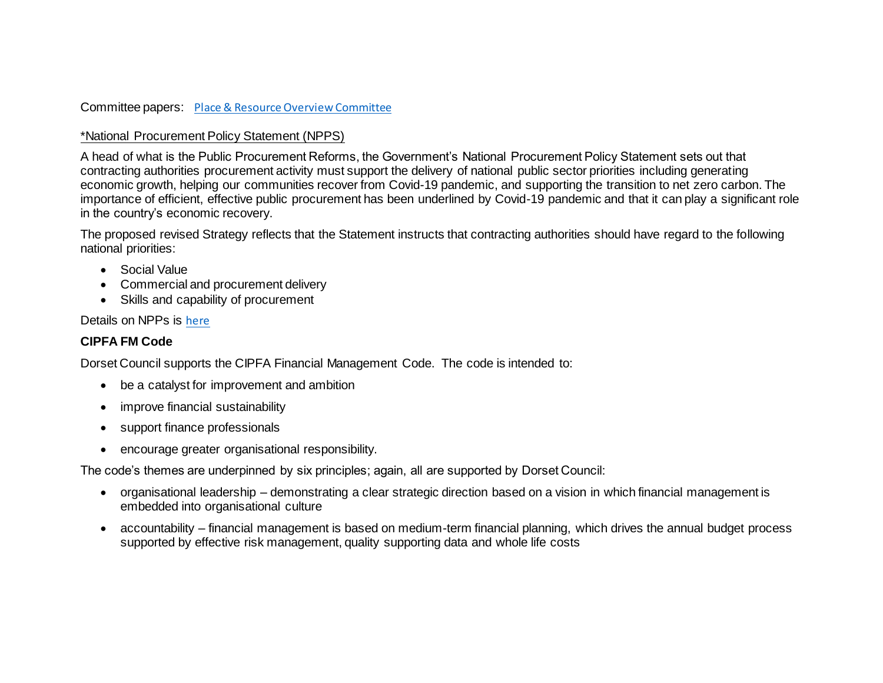Committee papers: [Place & Resource Overview Committee]

<u>*National Procurement Policy Statement (NPPS)</u>

A head of what is the Public Procurement Reforms, the Government's National Procurement Policy Statement sets out that contracting authorities procurement activity must support the delivery of national public sector priorities including generating economic growth, helping our communities recover from Covid-19 pandemic, and supporting the transition to net zero carbon. The importance of efficient, effective public procurement has been underlined by Covid-19 pandemic and that it can play a significant role in the country's economic recovery.

The proposed revised Strategy reflects that the Statement instructs that contracting authorities should have regard to the following national priorities:

- Social Value
- Commercial and procurement delivery
- Skills and capability of procurement

Details on NPPs is [here]

**CIPFA FM Code**

Dorset Council supports the CIPFA Financial Management Code. The code is intended to:

- be a catalyst for improvement and ambition
- improve financial sustainability
- support finance professionals
- encourage greater organisational responsibility.

The code's themes are underpinned by six principles; again, all are supported by Dorset Council:

- organisational leadership – demonstrating a clear strategic direction based on a vision in which financial management is embedded into organisational culture
- accountability – financial management is based on medium-term financial planning, which drives the annual budget process supported by effective risk management, quality supporting data and whole life costs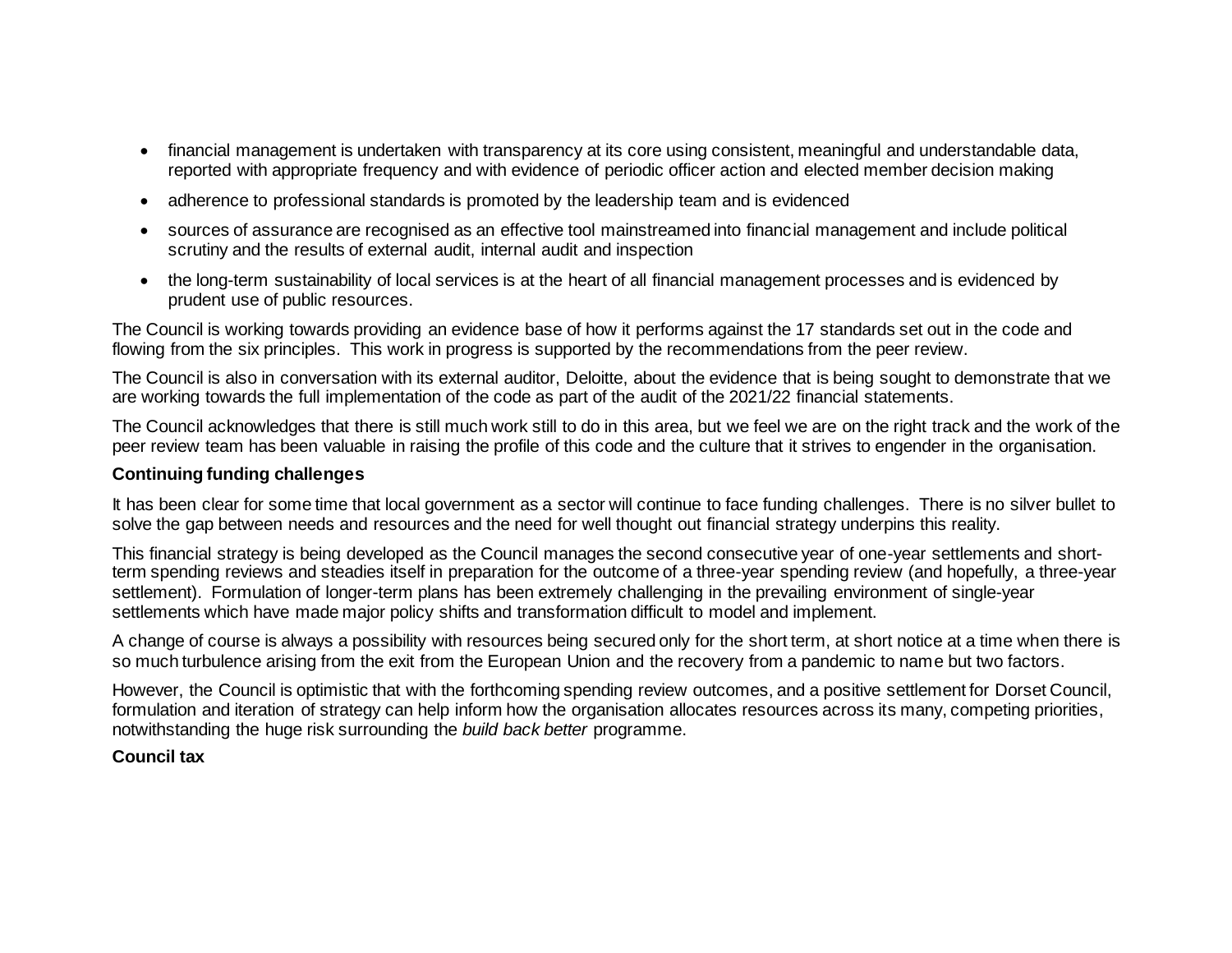- financial management is undertaken with transparency at its core using consistent, meaningful and understandable data, reported with appropriate frequency and with evidence of periodic officer action and elected member decision making
- adherence to professional standards is promoted by the leadership team and is evidenced
- sources of assurance are recognised as an effective tool mainstreamed into financial management and include political scrutiny and the results of external audit, internal audit and inspection
- the long-term sustainability of local services is at the heart of all financial management processes and is evidenced by prudent use of public resources.

The Council is working towards providing an evidence base of how it performs against the 17 standards set out in the code and flowing from the six principles. This work in progress is supported by the recommendations from the peer review.

The Council is also in conversation with its external auditor, Deloitte, about the evidence that is being sought to demonstrate that we are working towards the full implementation of the code as part of the audit of the 2021/22 financial statements.

The Council acknowledges that there is still much work still to do in this area, but we feel we are on the right track and the work of the peer review team has been valuable in raising the profile of this code and the culture that it strives to engender in the organisation.

**Continuing funding challenges**

It has been clear for some time that local government as a sector will continue to face funding challenges. There is no silver bullet to solve the gap between needs and resources and the need for well thought out financial strategy underpins this reality.

This financial strategy is being developed as the Council manages the second consecutive year of one-year settlements and short-term spending reviews and steadies itself in preparation for the outcome of a three-year spending review (and hopefully, a three-year settlement). Formulation of longer-term plans has been extremely challenging in the prevailing environment of single-year settlements which have made major policy shifts and transformation difficult to model and implement.

A change of course is always a possibility with resources being secured only for the short term, at short notice at a time when there is so much turbulence arising from the exit from the European Union and the recovery from a pandemic to name but two factors.

However, the Council is optimistic that with the forthcoming spending review outcomes, and a positive settlement for Dorset Council, formulation and iteration of strategy can help inform how the organisation allocates resources across its many, competing priorities, notwithstanding the huge risk surrounding the *build back better* programme.

**Council tax**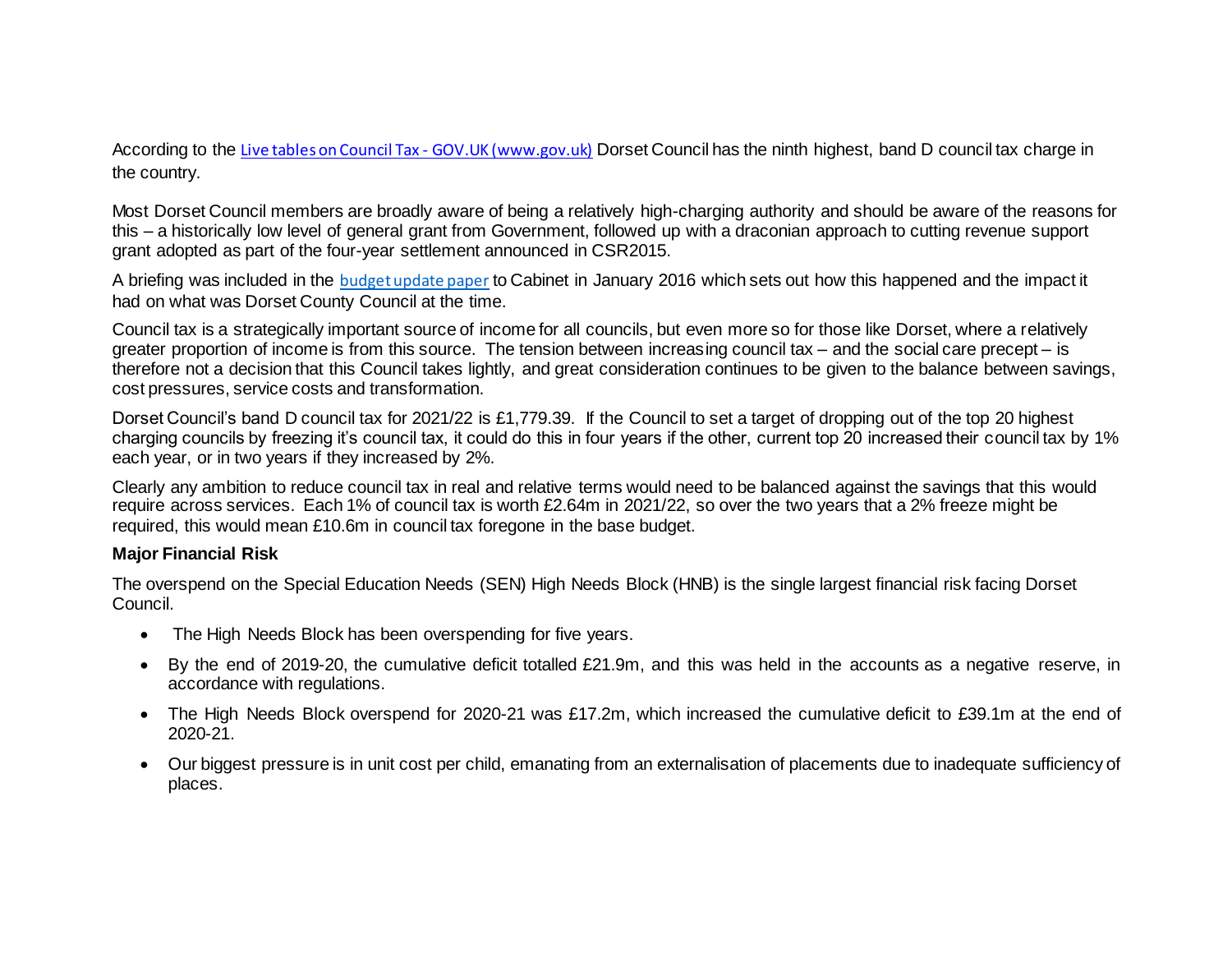According to the [Live tables on Council Tax - GOV.UK (www.gov.uk)](https://www.gov.uk) Dorset Council has the ninth highest, band D council tax charge in the country.

Most Dorset Council members are broadly aware of being a relatively high-charging authority and should be aware of the reasons for this – a historically low level of general grant from Government, followed up with a draconian approach to cutting revenue support grant adopted as part of the four-year settlement announced in CSR2015.

A briefing was included in the [budget update paper](#) to Cabinet in January 2016 which sets out how this happened and the impact it had on what was Dorset County Council at the time.

Council tax is a strategically important source of income for all councils, but even more so for those like Dorset, where a relatively greater proportion of income is from this source. The tension between increasing council tax – and the social care precept – is therefore not a decision that this Council takes lightly, and great consideration continues to be given to the balance between savings, cost pressures, service costs and transformation.

Dorset Council's band D council tax for 2021/22 is £1,779.39. If the Council to set a target of dropping out of the top 20 highest charging councils by freezing it's council tax, it could do this in four years if the other, current top 20 increased their council tax by 1% each year, or in two years if they increased by 2%.

Clearly any ambition to reduce council tax in real and relative terms would need to be balanced against the savings that this would require across services. Each 1% of council tax is worth £2.64m in 2021/22, so over the two years that a 2% freeze might be required, this would mean £10.6m in council tax foregone in the base budget.

**Major Financial Risk**

The overspend on the Special Education Needs (SEN) High Needs Block (HNB) is the single largest financial risk facing Dorset Council.

- The High Needs Block has been overspending for five years.
- By the end of 2019-20, the cumulative deficit totalled £21.9m, and this was held in the accounts as a negative reserve, in accordance with regulations.
- The High Needs Block overspend for 2020-21 was £17.2m, which increased the cumulative deficit to £39.1m at the end of 2020-21.
- Our biggest pressure is in unit cost per child, emanating from an externalisation of placements due to inadequate sufficiency of places.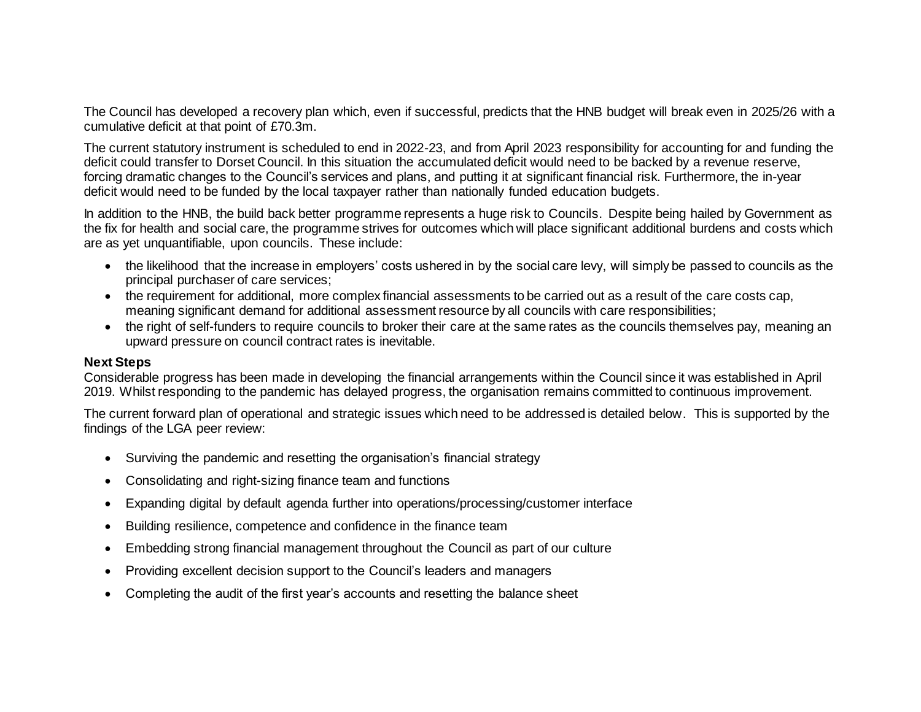The Council has developed a recovery plan which, even if successful, predicts that the HNB budget will break even in 2025/26 with a cumulative deficit at that point of £70.3m.

The current statutory instrument is scheduled to end in 2022-23, and from April 2023 responsibility for accounting for and funding the deficit could transfer to Dorset Council. In this situation the accumulated deficit would need to be backed by a revenue reserve, forcing dramatic changes to the Council's services and plans, and putting it at significant financial risk. Furthermore, the in-year deficit would need to be funded by the local taxpayer rather than nationally funded education budgets.

In addition to the HNB, the build back better programme represents a huge risk to Councils. Despite being hailed by Government as the fix for health and social care, the programme strives for outcomes which will place significant additional burdens and costs which are as yet unquantifiable, upon councils. These include:

- the likelihood that the increase in employers' costs ushered in by the social care levy, will simply be passed to councils as the principal purchaser of care services;
- the requirement for additional, more complex financial assessments to be carried out as a result of the care costs cap, meaning significant demand for additional assessment resource by all councils with care responsibilities;
- the right of self-funders to require councils to broker their care at the same rates as the councils themselves pay, meaning an upward pressure on council contract rates is inevitable.

**Next Steps**

Considerable progress has been made in developing the financial arrangements within the Council since it was established in April 2019. Whilst responding to the pandemic has delayed progress, the organisation remains committed to continuous improvement.

The current forward plan of operational and strategic issues which need to be addressed is detailed below. This is supported by the findings of the LGA peer review:

- Surviving the pandemic and resetting the organisation's financial strategy
- Consolidating and right-sizing finance team and functions
- Expanding digital by default agenda further into operations/processing/customer interface
- Building resilience, competence and confidence in the finance team
- Embedding strong financial management throughout the Council as part of our culture
- Providing excellent decision support to the Council's leaders and managers
- Completing the audit of the first year's accounts and resetting the balance sheet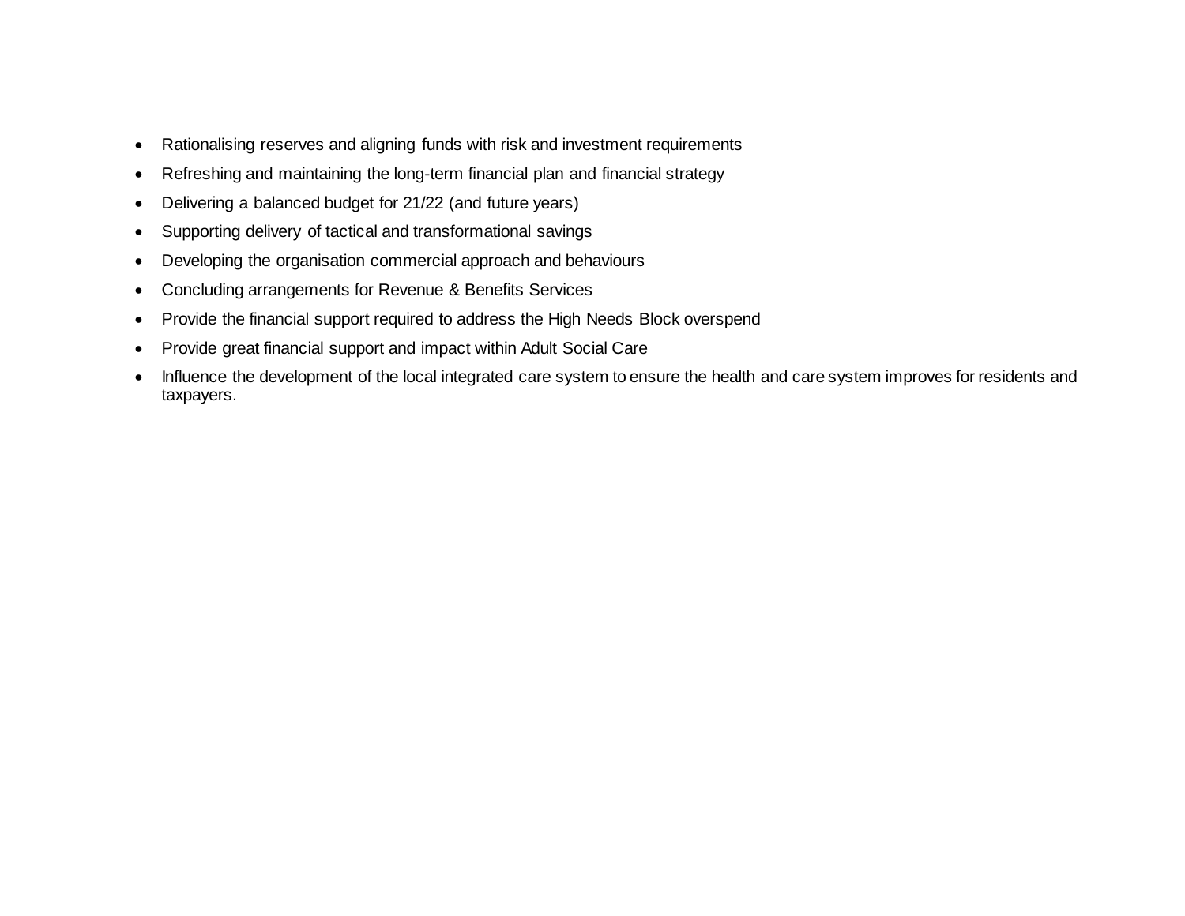- Rationalising reserves and aligning funds with risk and investment requirements
- Refreshing and maintaining the long-term financial plan and financial strategy
- Delivering a balanced budget for 21/22 (and future years)
- Supporting delivery of tactical and transformational savings
- Developing the organisation commercial approach and behaviours
- Concluding arrangements for Revenue & Benefits Services
- Provide the financial support required to address the High Needs Block overspend
- Provide great financial support and impact within Adult Social Care
- Influence the development of the local integrated care system to ensure the health and care system improves for residents and taxpayers.